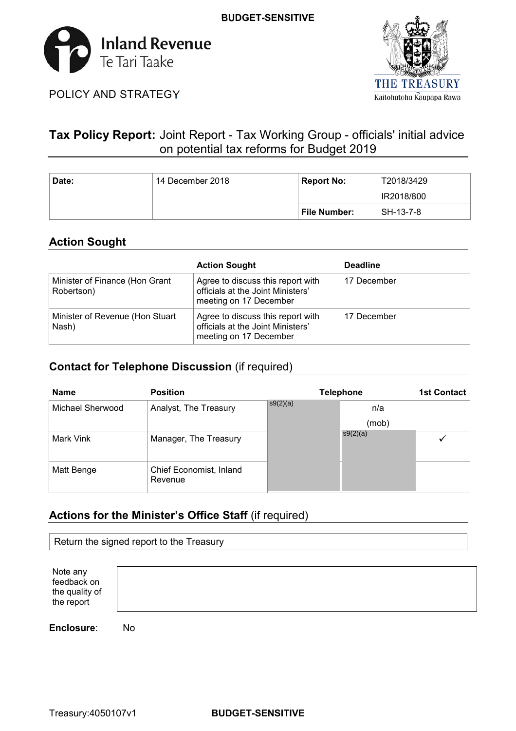**BUDGET-SENSITIVE**

Inland Revenue
Te Tari Taake

POLICY AND STRATEGY

THE TREASURY
Kaitohutohu Kaupapa Rawa

# Tax Policy Report: Joint Report - Tax Working Group - officials' initial advice on potential tax reforms for Budget 2019

| Date: | 14 December 2018 | Report No: | T2018/3429 IR2018/800 |
|---|---|---|---|
| | | File Number: | SH-13-7-8 |

## Action Sought

| | Action Sought | Deadline |
|---|---|---|
| Minister of Finance (Hon Grant Robertson) | Agree to discuss this report with officials at the Joint Ministers' meeting on 17 December | 17 December |
| Minister of Revenue (Hon Stuart Nash) | Agree to discuss this report with officials at the Joint Ministers' meeting on 17 December | 17 December |

## Contact for Telephone Discussion (if required)

| Name | Position | Telephone | | 1st Contact |
|---|---|---|---|---|
| Michael Sherwood | Analyst, The Treasury | s9(2)(a) | n/a (mob) | |
| Mark Vink | Manager, The Treasury | | s9(2)(a) | ✓ |
| Matt Benge | Chief Economist, Inland Revenue | | | |

## Actions for the Minister's Office Staff (if required)

| Return the signed report to the Treasury |
|---|

| Note any feedback on the quality of the report | |
|---|---|

**Enclosure**: No

Treasury:4050107v1

**BUDGET-SENSITIVE**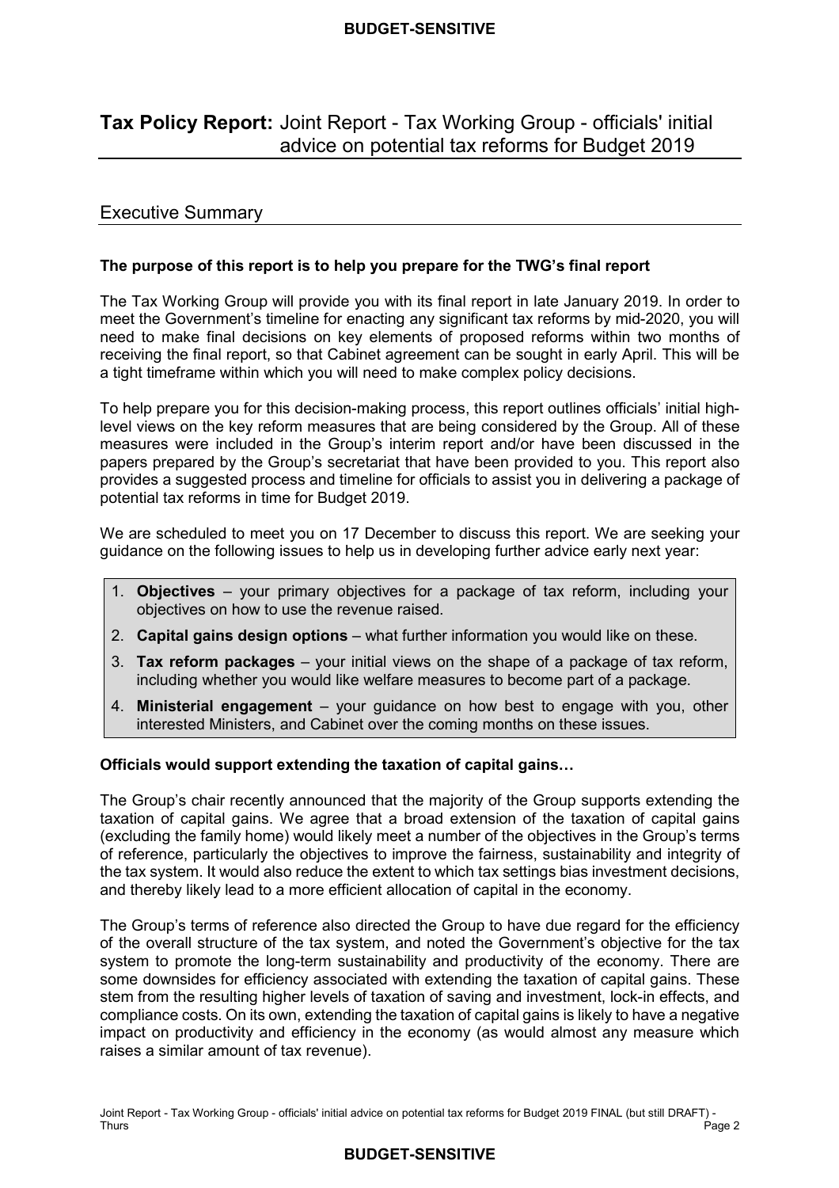# **Tax Policy Report:** Joint Report - Tax Working Group - officials' initial advice on potential tax reforms for Budget 2019

## Executive Summary

**The purpose of this report is to help you prepare for the TWG's final report**

The Tax Working Group will provide you with its final report in late January 2019. In order to meet the Government's timeline for enacting any significant tax reforms by mid-2020, you will need to make final decisions on key elements of proposed reforms within two months of receiving the final report, so that Cabinet agreement can be sought in early April. This will be a tight timeframe within which you will need to make complex policy decisions.

To help prepare you for this decision-making process, this report outlines officials' initial high-level views on the key reform measures that are being considered by the Group. All of these measures were included in the Group's interim report and/or have been discussed in the papers prepared by the Group's secretariat that have been provided to you. This report also provides a suggested process and timeline for officials to assist you in delivering a package of potential tax reforms in time for Budget 2019.

We are scheduled to meet you on 17 December to discuss this report. We are seeking your guidance on the following issues to help us in developing further advice early next year:

1. **Objectives** – your primary objectives for a package of tax reform, including your objectives on how to use the revenue raised.
2. **Capital gains design options** – what further information you would like on these.
3. **Tax reform packages** – your initial views on the shape of a package of tax reform, including whether you would like welfare measures to become part of a package.
4. **Ministerial engagement** – your guidance on how best to engage with you, other interested Ministers, and Cabinet over the coming months on these issues.

**Officials would support extending the taxation of capital gains…**

The Group's chair recently announced that the majority of the Group supports extending the taxation of capital gains. We agree that a broad extension of the taxation of capital gains (excluding the family home) would likely meet a number of the objectives in the Group's terms of reference, particularly the objectives to improve the fairness, sustainability and integrity of the tax system. It would also reduce the extent to which tax settings bias investment decisions, and thereby likely lead to a more efficient allocation of capital in the economy.

The Group's terms of reference also directed the Group to have due regard for the efficiency of the overall structure of the tax system, and noted the Government's objective for the tax system to promote the long-term sustainability and productivity of the economy. There are some downsides for efficiency associated with extending the taxation of capital gains. These stem from the resulting higher levels of taxation of saving and investment, lock-in effects, and compliance costs. On its own, extending the taxation of capital gains is likely to have a negative impact on productivity and efficiency in the economy (as would almost any measure which raises a similar amount of tax revenue).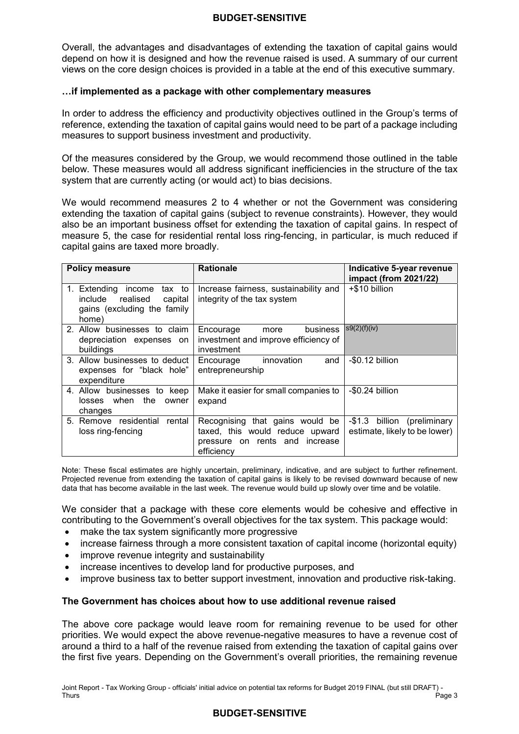Overall, the advantages and disadvantages of extending the taxation of capital gains would depend on how it is designed and how the revenue raised is used. A summary of our current views on the core design choices is provided in a table at the end of this executive summary.

### …if implemented as a package with other complementary measures

In order to address the efficiency and productivity objectives outlined in the Group's terms of reference, extending the taxation of capital gains would need to be part of a package including measures to support business investment and productivity.

Of the measures considered by the Group, we would recommend those outlined in the table below. These measures would all address significant inefficiencies in the structure of the tax system that are currently acting (or would act) to bias decisions.

We would recommend measures 2 to 4 whether or not the Government was considering extending the taxation of capital gains (subject to revenue constraints). However, they would also be an important business offset for extending the taxation of capital gains. In respect of measure 5, the case for residential rental loss ring-fencing, in particular, is much reduced if capital gains are taxed more broadly.

| Policy measure | Rationale | Indicative 5-year revenue impact (from 2021/22) |
|---|---|---|
| 1. Extending income tax to include realised capital gains (excluding the family home) | Increase fairness, sustainability and integrity of the tax system | +$10 billion |
| 2. Allow businesses to claim depreciation expenses on buildings | Encourage more business investment and improve efficiency of investment | s9(2)(f)(iv) |
| 3. Allow businesses to deduct expenses for "black hole" expenditure | Encourage innovation and entrepreneurship | -$0.12 billion |
| 4. Allow businesses to keep losses when the owner changes | Make it easier for small companies to expand | -$0.24 billion |
| 5. Remove residential rental loss ring-fencing | Recognising that gains would be taxed, this would reduce upward pressure on rents and increase efficiency | -$1.3 billion (preliminary estimate, likely to be lower) |

Note: These fiscal estimates are highly uncertain, preliminary, indicative, and are subject to further refinement. Projected revenue from extending the taxation of capital gains is likely to be revised downward because of new data that has become available in the last week. The revenue would build up slowly over time and be volatile.

We consider that a package with these core elements would be cohesive and effective in contributing to the Government's overall objectives for the tax system. This package would:

- make the tax system significantly more progressive
- increase fairness through a more consistent taxation of capital income (horizontal equity)
- improve revenue integrity and sustainability
- increase incentives to develop land for productive purposes, and
- improve business tax to better support investment, innovation and productive risk-taking.

### The Government has choices about how to use additional revenue raised

The above core package would leave room for remaining revenue to be used for other priorities. We would expect the above revenue-negative measures to have a revenue cost of around a third to a half of the revenue raised from extending the taxation of capital gains over the first five years. Depending on the Government's overall priorities, the remaining revenue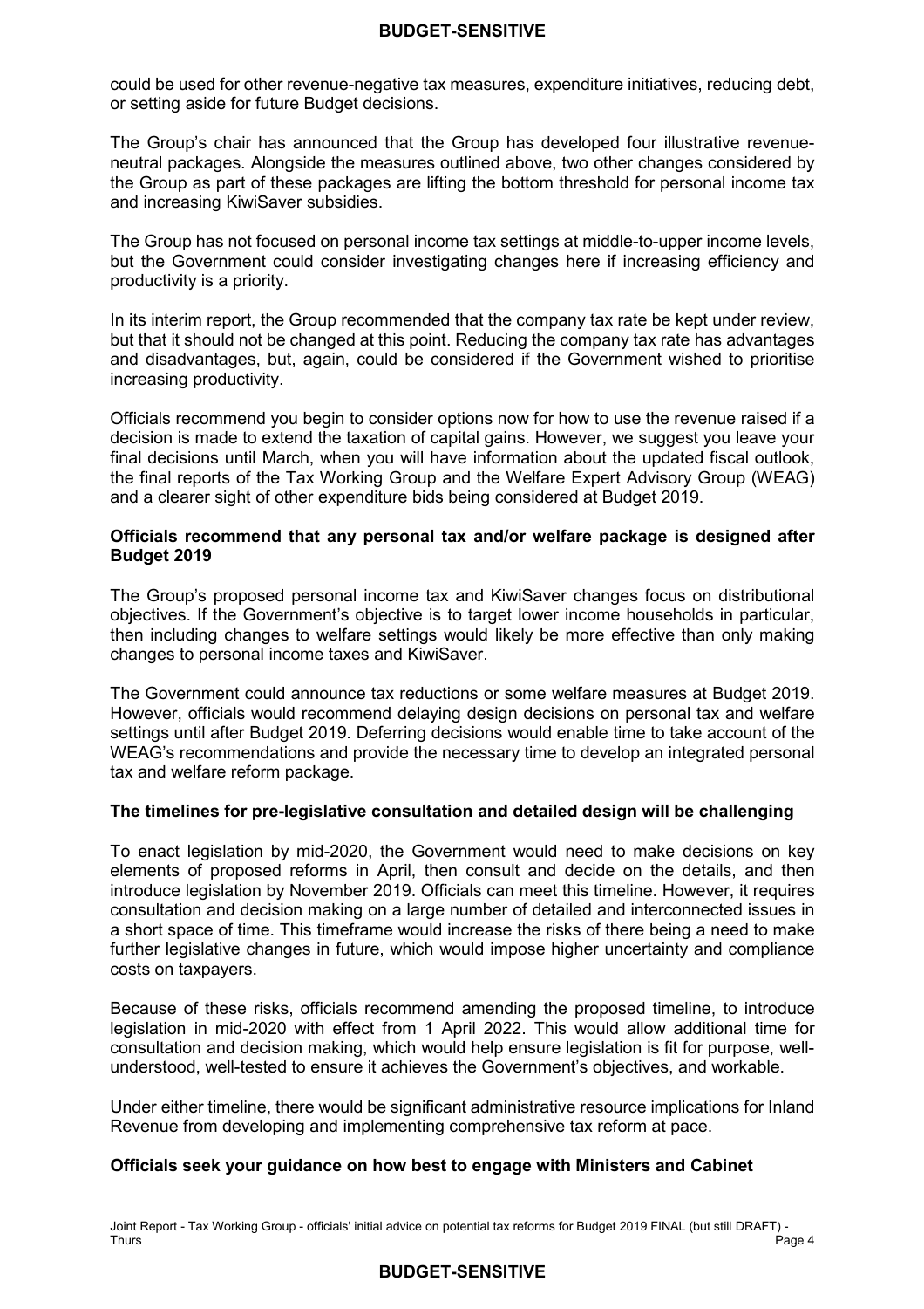could be used for other revenue-negative tax measures, expenditure initiatives, reducing debt, or setting aside for future Budget decisions.

The Group's chair has announced that the Group has developed four illustrative revenue-neutral packages. Alongside the measures outlined above, two other changes considered by the Group as part of these packages are lifting the bottom threshold for personal income tax and increasing KiwiSaver subsidies.

The Group has not focused on personal income tax settings at middle-to-upper income levels, but the Government could consider investigating changes here if increasing efficiency and productivity is a priority.

In its interim report, the Group recommended that the company tax rate be kept under review, but that it should not be changed at this point. Reducing the company tax rate has advantages and disadvantages, but, again, could be considered if the Government wished to prioritise increasing productivity.

Officials recommend you begin to consider options now for how to use the revenue raised if a decision is made to extend the taxation of capital gains. However, we suggest you leave your final decisions until March, when you will have information about the updated fiscal outlook, the final reports of the Tax Working Group and the Welfare Expert Advisory Group (WEAG) and a clearer sight of other expenditure bids being considered at Budget 2019.

**Officials recommend that any personal tax and/or welfare package is designed after Budget 2019**

The Group's proposed personal income tax and KiwiSaver changes focus on distributional objectives. If the Government's objective is to target lower income households in particular, then including changes to welfare settings would likely be more effective than only making changes to personal income taxes and KiwiSaver.

The Government could announce tax reductions or some welfare measures at Budget 2019. However, officials would recommend delaying design decisions on personal tax and welfare settings until after Budget 2019. Deferring decisions would enable time to take account of the WEAG's recommendations and provide the necessary time to develop an integrated personal tax and welfare reform package.

**The timelines for pre-legislative consultation and detailed design will be challenging**

To enact legislation by mid-2020, the Government would need to make decisions on key elements of proposed reforms in April, then consult and decide on the details, and then introduce legislation by November 2019. Officials can meet this timeline. However, it requires consultation and decision making on a large number of detailed and interconnected issues in a short space of time. This timeframe would increase the risks of there being a need to make further legislative changes in future, which would impose higher uncertainty and compliance costs on taxpayers.

Because of these risks, officials recommend amending the proposed timeline, to introduce legislation in mid-2020 with effect from 1 April 2022. This would allow additional time for consultation and decision making, which would help ensure legislation is fit for purpose, well-understood, well-tested to ensure it achieves the Government's objectives, and workable.

Under either timeline, there would be significant administrative resource implications for Inland Revenue from developing and implementing comprehensive tax reform at pace.

**Officials seek your guidance on how best to engage with Ministers and Cabinet**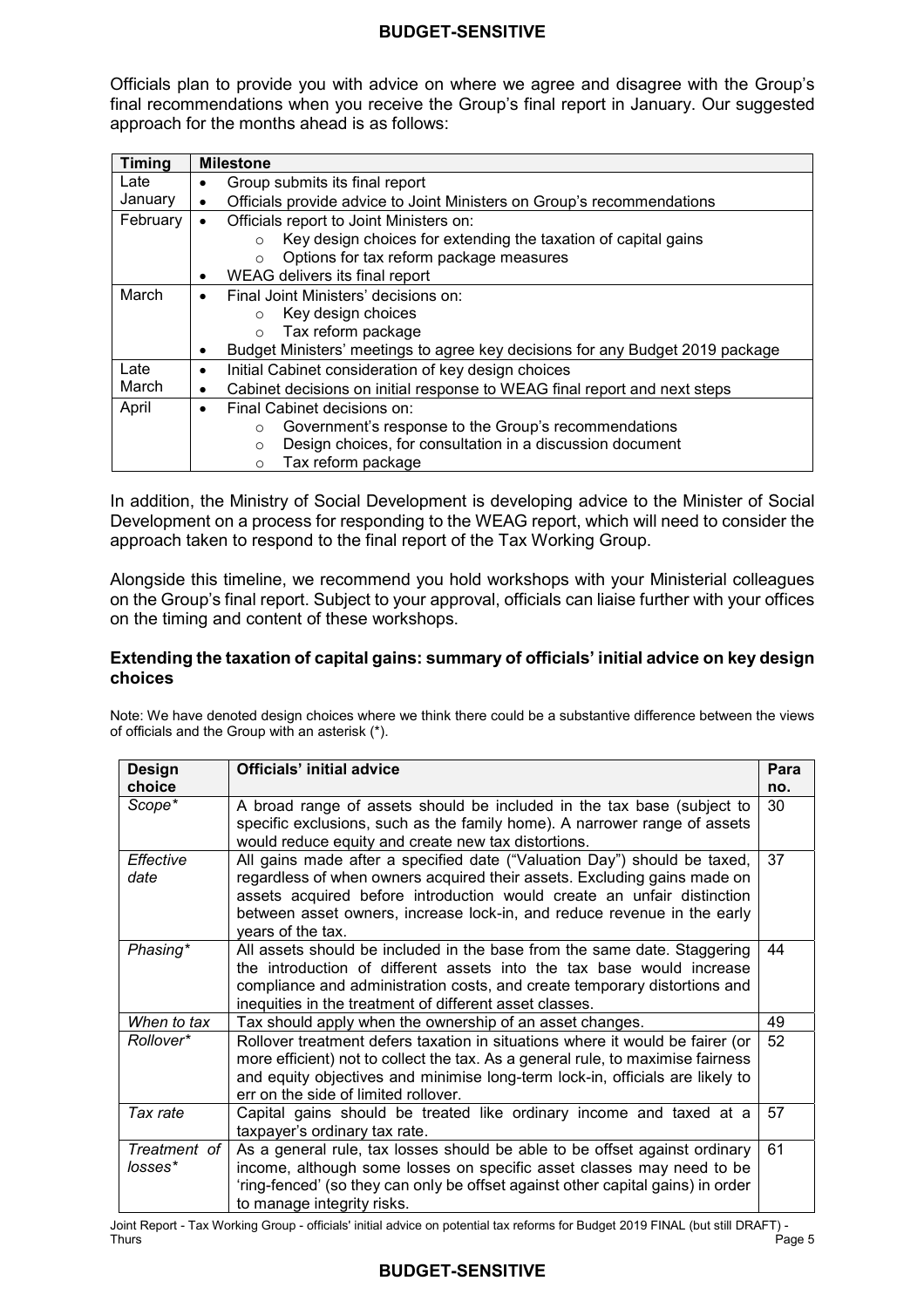Officials plan to provide you with advice on where we agree and disagree with the Group's final recommendations when you receive the Group's final report in January. Our suggested approach for the months ahead is as follows:

| Timing | Milestone |
|---|---|
| Late January | • Group submits its final report<br>• Officials provide advice to Joint Ministers on Group's recommendations |
| February | • Officials report to Joint Ministers on:<br>  ○ Key design choices for extending the taxation of capital gains<br>  ○ Options for tax reform package measures<br>• WEAG delivers its final report |
| March | • Final Joint Ministers' decisions on:<br>  ○ Key design choices<br>  ○ Tax reform package<br>• Budget Ministers' meetings to agree key decisions for any Budget 2019 package |
| Late March | • Initial Cabinet consideration of key design choices<br>• Cabinet decisions on initial response to WEAG final report and next steps |
| April | • Final Cabinet decisions on:<br>  ○ Government's response to the Group's recommendations<br>  ○ Design choices, for consultation in a discussion document<br>  ○ Tax reform package |

In addition, the Ministry of Social Development is developing advice to the Minister of Social Development on a process for responding to the WEAG report, which will need to consider the approach taken to respond to the final report of the Tax Working Group.

Alongside this timeline, we recommend you hold workshops with your Ministerial colleagues on the Group's final report. Subject to your approval, officials can liaise further with your offices on the timing and content of these workshops.

### Extending the taxation of capital gains: summary of officials' initial advice on key design choices

Note: We have denoted design choices where we think there could be a substantive difference between the views of officials and the Group with an asterisk (*).

| Design choice | Officials' initial advice | Para no. |
|---|---|---|
| *Scope** | A broad range of assets should be included in the tax base (subject to specific exclusions, such as the family home). A narrower range of assets would reduce equity and create new tax distortions. | 30 |
| *Effective date* | All gains made after a specified date ("Valuation Day") should be taxed, regardless of when owners acquired their assets. Excluding gains made on assets acquired before introduction would create an unfair distinction between asset owners, increase lock-in, and reduce revenue in the early years of the tax. | 37 |
| *Phasing** | All assets should be included in the base from the same date. Staggering the introduction of different assets into the tax base would increase compliance and administration costs, and create temporary distortions and inequities in the treatment of different asset classes. | 44 |
| *When to tax* | Tax should apply when the ownership of an asset changes. | 49 |
| *Rollover** | Rollover treatment defers taxation in situations where it would be fairer (or more efficient) not to collect the tax. As a general rule, to maximise fairness and equity objectives and minimise long-term lock-in, officials are likely to err on the side of limited rollover. | 52 |
| *Tax rate* | Capital gains should be treated like ordinary income and taxed at a taxpayer's ordinary tax rate. | 57 |
| *Treatment of losses** | As a general rule, tax losses should be able to be offset against ordinary income, although some losses on specific asset classes may need to be 'ring-fenced' (so they can only be offset against other capital gains) in order to manage integrity risks. | 61 |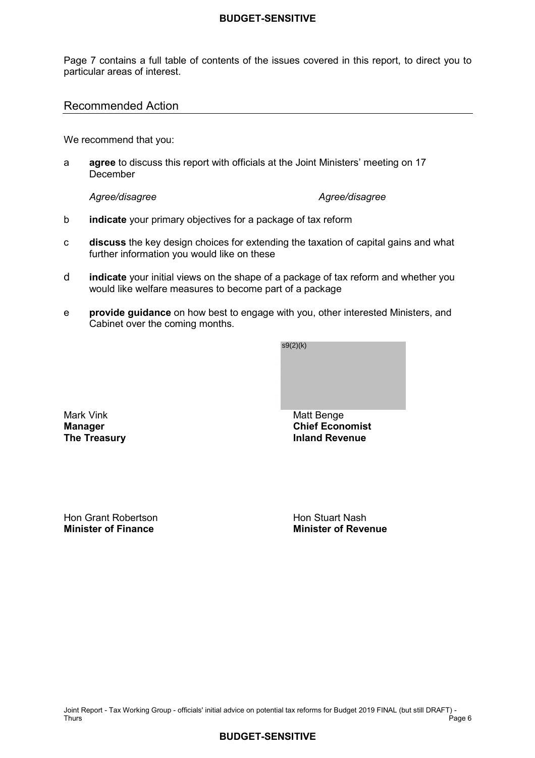Page 7 contains a full table of contents of the issues covered in this report, to direct you to particular areas of interest.

## Recommended Action

We recommend that you:

a **agree** to discuss this report with officials at the Joint Ministers' meeting on 17 December

*Agree/disagree* *Agree/disagree*

b **indicate** your primary objectives for a package of tax reform

c **discuss** the key design choices for extending the taxation of capital gains and what further information you would like on these

d **indicate** your initial views on the shape of a package of tax reform and whether you would like welfare measures to become part of a package

e **provide guidance** on how best to engage with you, other interested Ministers, and Cabinet over the coming months.

s9(2)(k)

Mark Vink
**Manager**
**The Treasury**

Matt Benge
**Chief Economist**
**Inland Revenue**

Hon Grant Robertson
**Minister of Finance**

Hon Stuart Nash
**Minister of Revenue**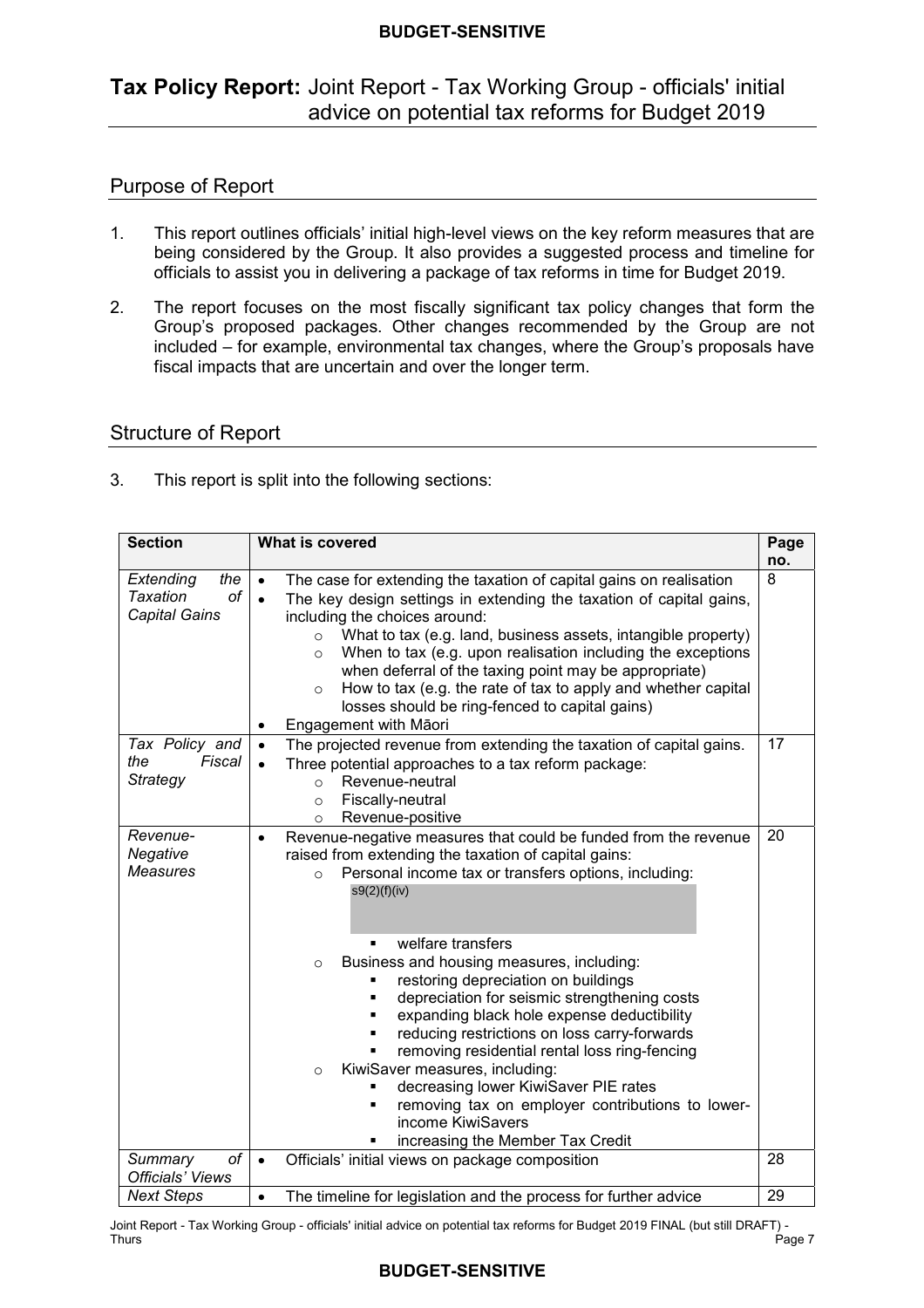# Tax Policy Report: Joint Report - Tax Working Group - officials' initial advice on potential tax reforms for Budget 2019

## Purpose of Report

1. This report outlines officials' initial high-level views on the key reform measures that are being considered by the Group. It also provides a suggested process and timeline for officials to assist you in delivering a package of tax reforms in time for Budget 2019.

2. The report focuses on the most fiscally significant tax policy changes that form the Group's proposed packages. Other changes recommended by the Group are not included – for example, environmental tax changes, where the Group's proposals have fiscal impacts that are uncertain and over the longer term.

## Structure of Report

3. This report is split into the following sections:

| Section | What is covered | Page no. |
|---|---|---|
| *Extending the Taxation of Capital Gains* | • The case for extending the taxation of capital gains on realisation<br>• The key design settings in extending the taxation of capital gains, including the choices around:<br>  ○ What to tax (e.g. land, business assets, intangible property)<br>  ○ When to tax (e.g. upon realisation including the exceptions when deferral of the taxing point may be appropriate)<br>  ○ How to tax (e.g. the rate of tax to apply and whether capital losses should be ring-fenced to capital gains)<br>• Engagement with Māori | 8 |
| *Tax Policy and the Fiscal Strategy* | • The projected revenue from extending the taxation of capital gains.<br>• Three potential approaches to a tax reform package:<br>  ○ Revenue-neutral<br>  ○ Fiscally-neutral<br>  ○ Revenue-positive | 17 |
| *Revenue-Negative Measures* | • Revenue-negative measures that could be funded from the revenue raised from extending the taxation of capital gains:<br>  ○ Personal income tax or transfers options, including:<br>    s9(2)(f)(iv)<br>    ▪ welfare transfers<br>  ○ Business and housing measures, including:<br>    ▪ restoring depreciation on buildings<br>    ▪ depreciation for seismic strengthening costs<br>    ▪ expanding black hole expense deductibility<br>    ▪ reducing restrictions on loss carry-forwards<br>    ▪ removing residential rental loss ring-fencing<br>  ○ KiwiSaver measures, including:<br>    ▪ decreasing lower KiwiSaver PIE rates<br>    ▪ removing tax on employer contributions to lower-income KiwiSavers<br>    ▪ increasing the Member Tax Credit | 20 |
| *Summary of Officials' Views* | • Officials' initial views on package composition | 28 |
| *Next Steps* | • The timeline for legislation and the process for further advice | 29 |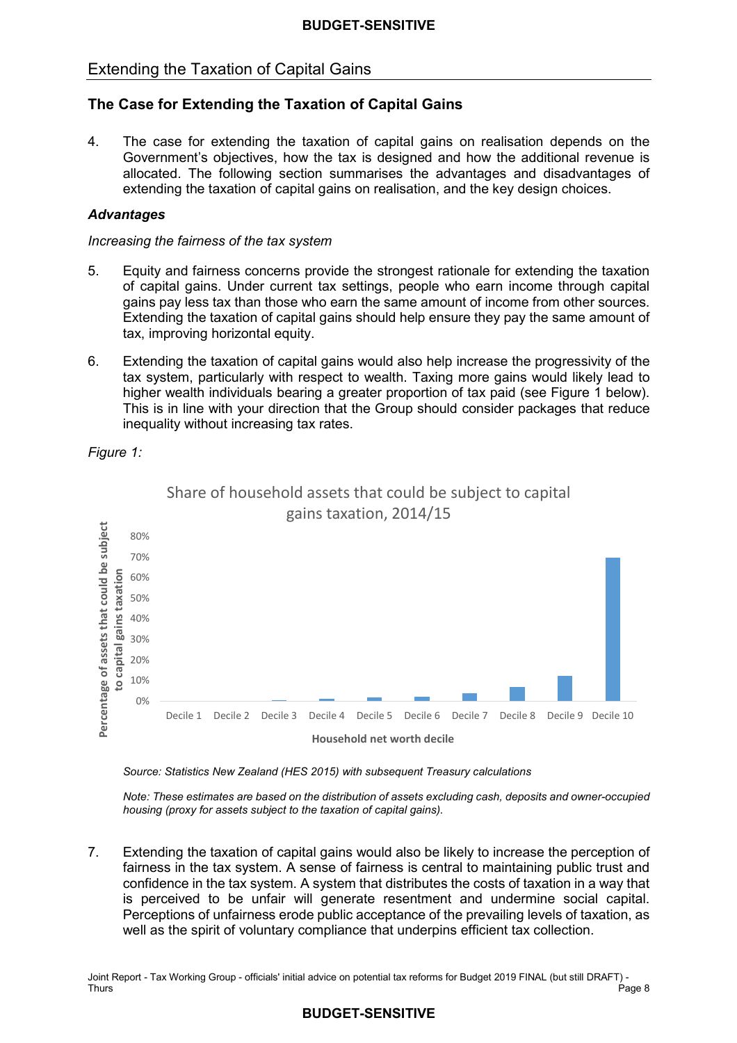## Extending the Taxation of Capital Gains

### The Case for Extending the Taxation of Capital Gains

4. The case for extending the taxation of capital gains on realisation depends on the Government's objectives, how the tax is designed and how the additional revenue is allocated. The following section summarises the advantages and disadvantages of extending the taxation of capital gains on realisation, and the key design choices.

#### *Advantages*

*Increasing the fairness of the tax system*

5. Equity and fairness concerns provide the strongest rationale for extending the taxation of capital gains. Under current tax settings, people who earn income through capital gains pay less tax than those who earn the same amount of income from other sources. Extending the taxation of capital gains should help ensure they pay the same amount of tax, improving horizontal equity.

6. Extending the taxation of capital gains would also help increase the progressivity of the tax system, particularly with respect to wealth. Taxing more gains would likely lead to higher wealth individuals bearing a greater proportion of tax paid (see Figure 1 below). This is in line with your direction that the Group should consider packages that reduce inequality without increasing tax rates.

*Figure 1:*

Share of household assets that could be subject to capital gains taxation, 2014/15

*Source: Statistics New Zealand (HES 2015) with subsequent Treasury calculations*

*Note: These estimates are based on the distribution of assets excluding cash, deposits and owner-occupied housing (proxy for assets subject to the taxation of capital gains).*

7. Extending the taxation of capital gains would also be likely to increase the perception of fairness in the tax system. A sense of fairness is central to maintaining public trust and confidence in the tax system. A system that distributes the costs of taxation in a way that is perceived to be unfair will generate resentment and undermine social capital. Perceptions of unfairness erode public acceptance of the prevailing levels of taxation, as well as the spirit of voluntary compliance that underpins efficient tax collection.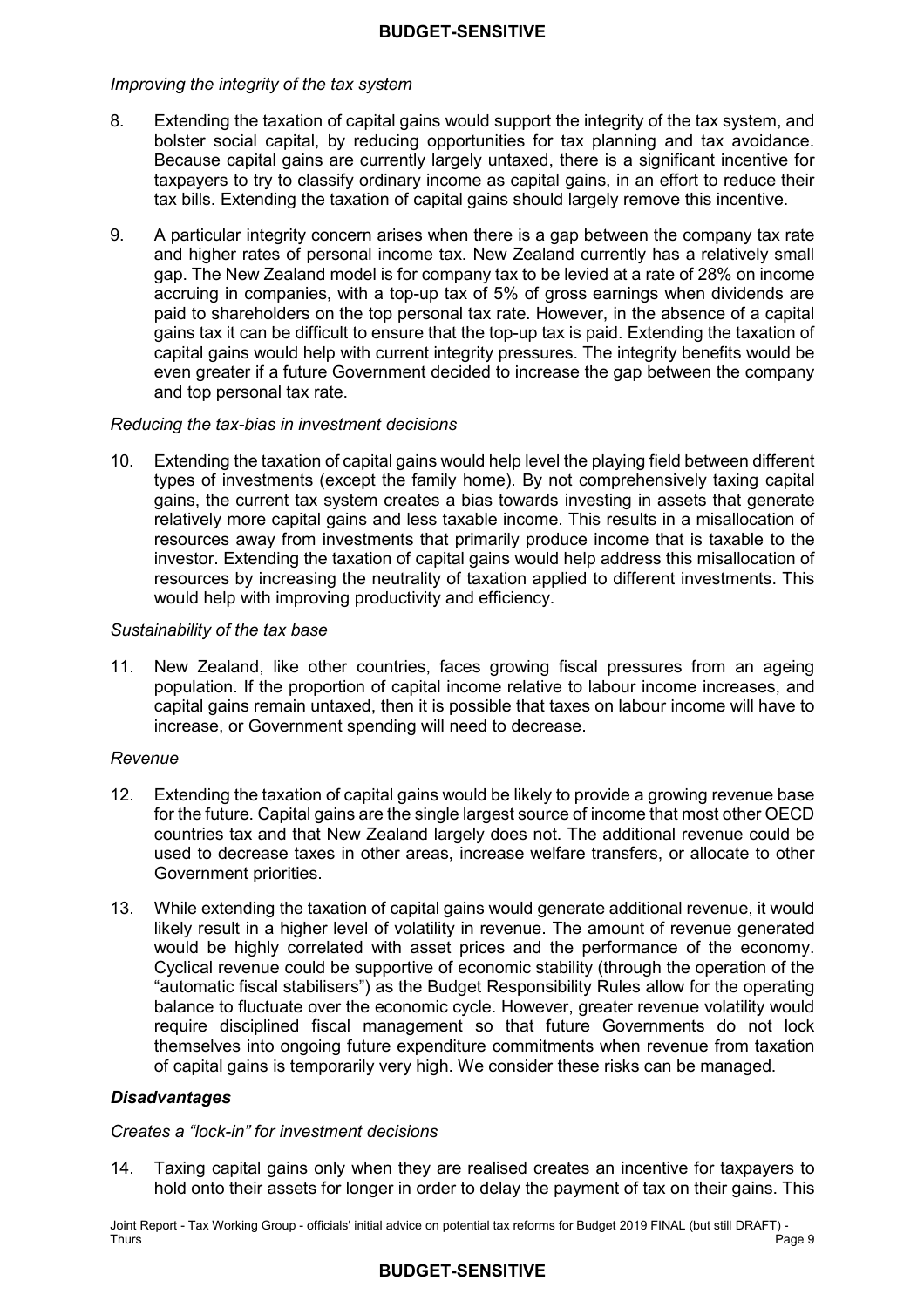*Improving the integrity of the tax system*

8. Extending the taxation of capital gains would support the integrity of the tax system, and bolster social capital, by reducing opportunities for tax planning and tax avoidance. Because capital gains are currently largely untaxed, there is a significant incentive for taxpayers to try to classify ordinary income as capital gains, in an effort to reduce their tax bills. Extending the taxation of capital gains should largely remove this incentive.

9. A particular integrity concern arises when there is a gap between the company tax rate and higher rates of personal income tax. New Zealand currently has a relatively small gap. The New Zealand model is for company tax to be levied at a rate of 28% on income accruing in companies, with a top-up tax of 5% of gross earnings when dividends are paid to shareholders on the top personal tax rate. However, in the absence of a capital gains tax it can be difficult to ensure that the top-up tax is paid. Extending the taxation of capital gains would help with current integrity pressures. The integrity benefits would be even greater if a future Government decided to increase the gap between the company and top personal tax rate.

*Reducing the tax-bias in investment decisions*

10. Extending the taxation of capital gains would help level the playing field between different types of investments (except the family home). By not comprehensively taxing capital gains, the current tax system creates a bias towards investing in assets that generate relatively more capital gains and less taxable income. This results in a misallocation of resources away from investments that primarily produce income that is taxable to the investor. Extending the taxation of capital gains would help address this misallocation of resources by increasing the neutrality of taxation applied to different investments. This would help with improving productivity and efficiency.

*Sustainability of the tax base*

11. New Zealand, like other countries, faces growing fiscal pressures from an ageing population. If the proportion of capital income relative to labour income increases, and capital gains remain untaxed, then it is possible that taxes on labour income will have to increase, or Government spending will need to decrease.

*Revenue*

12. Extending the taxation of capital gains would be likely to provide a growing revenue base for the future. Capital gains are the single largest source of income that most other OECD countries tax and that New Zealand largely does not. The additional revenue could be used to decrease taxes in other areas, increase welfare transfers, or allocate to other Government priorities.

13. While extending the taxation of capital gains would generate additional revenue, it would likely result in a higher level of volatility in revenue. The amount of revenue generated would be highly correlated with asset prices and the performance of the economy. Cyclical revenue could be supportive of economic stability (through the operation of the "automatic fiscal stabilisers") as the Budget Responsibility Rules allow for the operating balance to fluctuate over the economic cycle. However, greater revenue volatility would require disciplined fiscal management so that future Governments do not lock themselves into ongoing future expenditure commitments when revenue from taxation of capital gains is temporarily very high. We consider these risks can be managed.

***Disadvantages***

*Creates a "lock-in" for investment decisions*

14. Taxing capital gains only when they are realised creates an incentive for taxpayers to hold onto their assets for longer in order to delay the payment of tax on their gains. This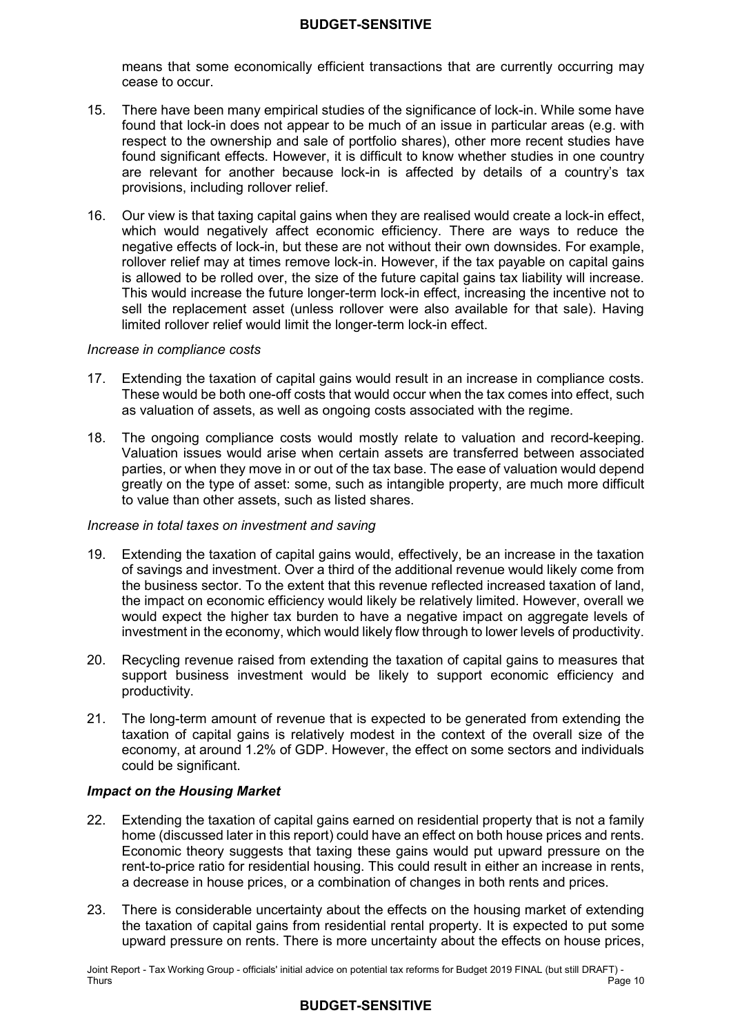means that some economically efficient transactions that are currently occurring may cease to occur.

15. There have been many empirical studies of the significance of lock-in. While some have found that lock-in does not appear to be much of an issue in particular areas (e.g. with respect to the ownership and sale of portfolio shares), other more recent studies have found significant effects. However, it is difficult to know whether studies in one country are relevant for another because lock-in is affected by details of a country's tax provisions, including rollover relief.

16. Our view is that taxing capital gains when they are realised would create a lock-in effect, which would negatively affect economic efficiency. There are ways to reduce the negative effects of lock-in, but these are not without their own downsides. For example, rollover relief may at times remove lock-in. However, if the tax payable on capital gains is allowed to be rolled over, the size of the future capital gains tax liability will increase. This would increase the future longer-term lock-in effect, increasing the incentive not to sell the replacement asset (unless rollover were also available for that sale). Having limited rollover relief would limit the longer-term lock-in effect.

*Increase in compliance costs*

17. Extending the taxation of capital gains would result in an increase in compliance costs. These would be both one-off costs that would occur when the tax comes into effect, such as valuation of assets, as well as ongoing costs associated with the regime.

18. The ongoing compliance costs would mostly relate to valuation and record-keeping. Valuation issues would arise when certain assets are transferred between associated parties, or when they move in or out of the tax base. The ease of valuation would depend greatly on the type of asset: some, such as intangible property, are much more difficult to value than other assets, such as listed shares.

*Increase in total taxes on investment and saving*

19. Extending the taxation of capital gains would, effectively, be an increase in the taxation of savings and investment. Over a third of the additional revenue would likely come from the business sector. To the extent that this revenue reflected increased taxation of land, the impact on economic efficiency would likely be relatively limited. However, overall we would expect the higher tax burden to have a negative impact on aggregate levels of investment in the economy, which would likely flow through to lower levels of productivity.

20. Recycling revenue raised from extending the taxation of capital gains to measures that support business investment would be likely to support economic efficiency and productivity.

21. The long-term amount of revenue that is expected to be generated from extending the taxation of capital gains is relatively modest in the context of the overall size of the economy, at around 1.2% of GDP. However, the effect on some sectors and individuals could be significant.

***Impact on the Housing Market***

22. Extending the taxation of capital gains earned on residential property that is not a family home (discussed later in this report) could have an effect on both house prices and rents. Economic theory suggests that taxing these gains would put upward pressure on the rent-to-price ratio for residential housing. This could result in either an increase in rents, a decrease in house prices, or a combination of changes in both rents and prices.

23. There is considerable uncertainty about the effects on the housing market of extending the taxation of capital gains from residential rental property. It is expected to put some upward pressure on rents. There is more uncertainty about the effects on house prices,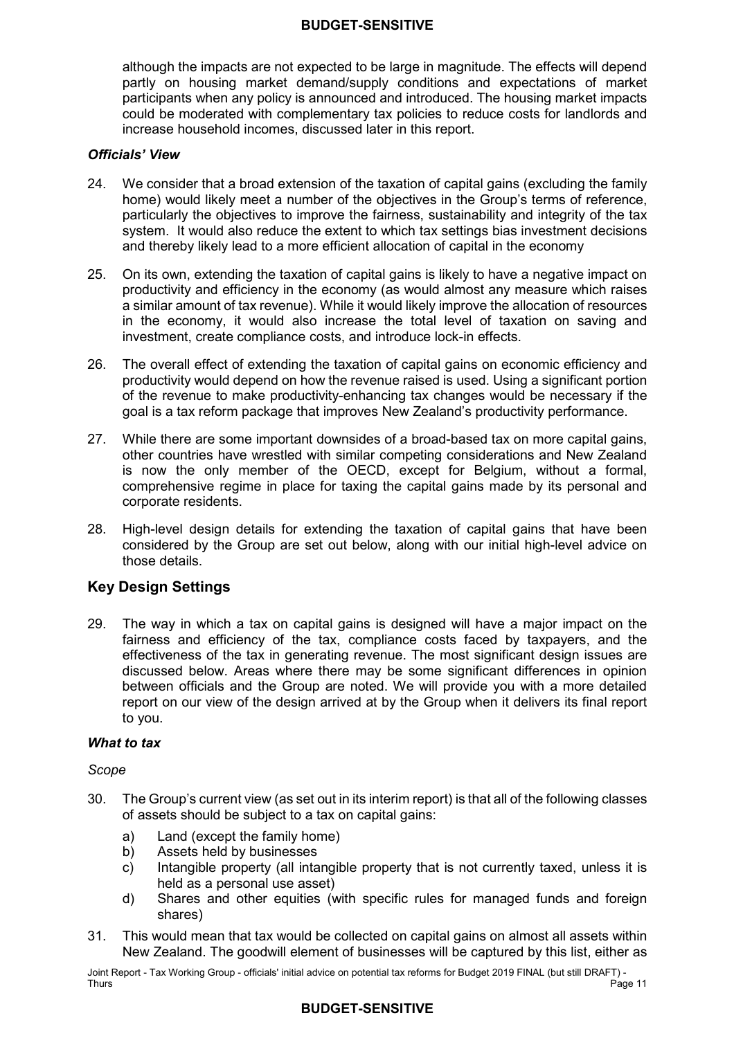although the impacts are not expected to be large in magnitude. The effects will depend partly on housing market demand/supply conditions and expectations of market participants when any policy is announced and introduced. The housing market impacts could be moderated with complementary tax policies to reduce costs for landlords and increase household incomes, discussed later in this report.

### *Officials' View*

24. We consider that a broad extension of the taxation of capital gains (excluding the family home) would likely meet a number of the objectives in the Group's terms of reference, particularly the objectives to improve the fairness, sustainability and integrity of the tax system. It would also reduce the extent to which tax settings bias investment decisions and thereby likely lead to a more efficient allocation of capital in the economy

25. On its own, extending the taxation of capital gains is likely to have a negative impact on productivity and efficiency in the economy (as would almost any measure which raises a similar amount of tax revenue). While it would likely improve the allocation of resources in the economy, it would also increase the total level of taxation on saving and investment, create compliance costs, and introduce lock-in effects.

26. The overall effect of extending the taxation of capital gains on economic efficiency and productivity would depend on how the revenue raised is used. Using a significant portion of the revenue to make productivity-enhancing tax changes would be necessary if the goal is a tax reform package that improves New Zealand's productivity performance.

27. While there are some important downsides of a broad-based tax on more capital gains, other countries have wrestled with similar competing considerations and New Zealand is now the only member of the OECD, except for Belgium, without a formal, comprehensive regime in place for taxing the capital gains made by its personal and corporate residents.

28. High-level design details for extending the taxation of capital gains that have been considered by the Group are set out below, along with our initial high-level advice on those details.

## Key Design Settings

29. The way in which a tax on capital gains is designed will have a major impact on the fairness and efficiency of the tax, compliance costs faced by taxpayers, and the effectiveness of the tax in generating revenue. The most significant design issues are discussed below. Areas where there may be some significant differences in opinion between officials and the Group are noted. We will provide you with a more detailed report on our view of the design arrived at by the Group when it delivers its final report to you.

### *What to tax*

*Scope*

30. The Group's current view (as set out in its interim report) is that all of the following classes of assets should be subject to a tax on capital gains:
    a) Land (except the family home)
    b) Assets held by businesses
    c) Intangible property (all intangible property that is not currently taxed, unless it is held as a personal use asset)
    d) Shares and other equities (with specific rules for managed funds and foreign shares)

31. This would mean that tax would be collected on capital gains on almost all assets within New Zealand. The goodwill element of businesses will be captured by this list, either as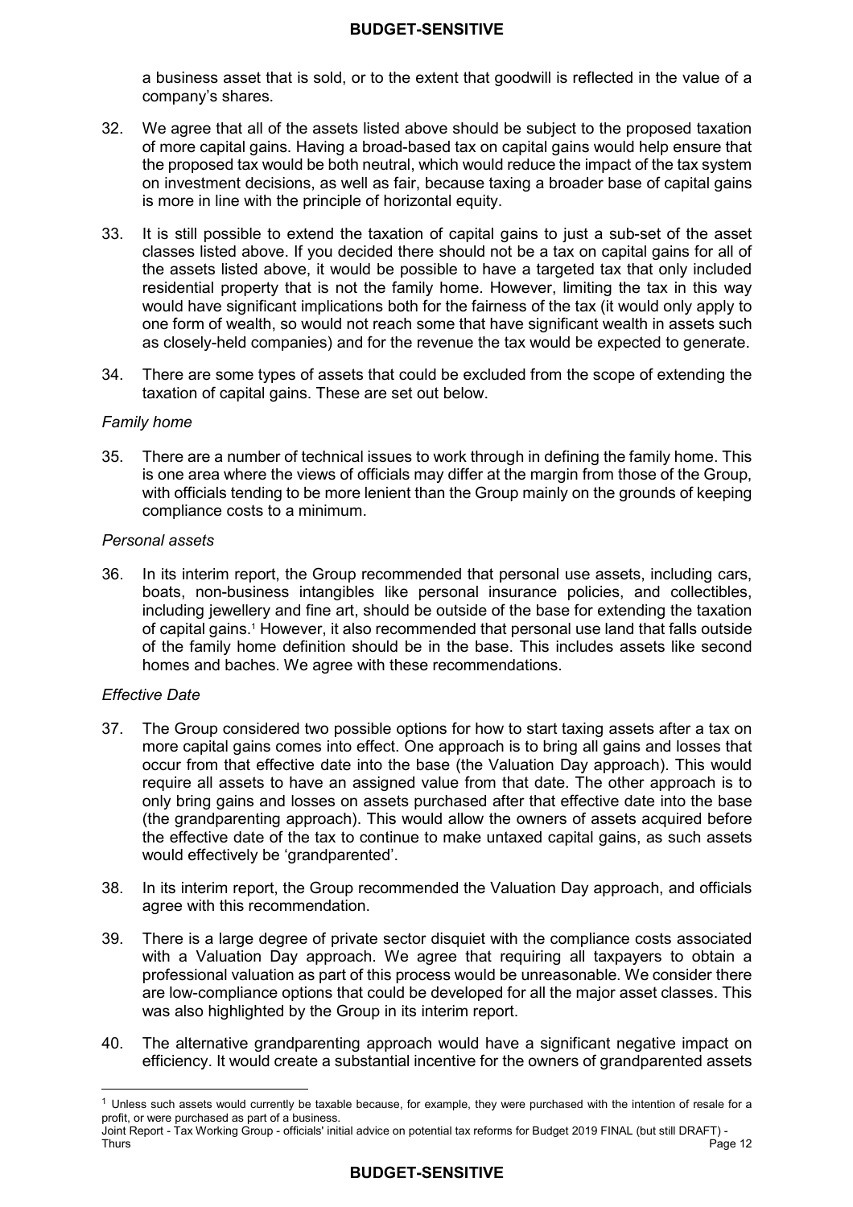a business asset that is sold, or to the extent that goodwill is reflected in the value of a company's shares.

32. We agree that all of the assets listed above should be subject to the proposed taxation of more capital gains. Having a broad-based tax on capital gains would help ensure that the proposed tax would be both neutral, which would reduce the impact of the tax system on investment decisions, as well as fair, because taxing a broader base of capital gains is more in line with the principle of horizontal equity.

33. It is still possible to extend the taxation of capital gains to just a sub-set of the asset classes listed above. If you decided there should not be a tax on capital gains for all of the assets listed above, it would be possible to have a targeted tax that only included residential property that is not the family home. However, limiting the tax in this way would have significant implications both for the fairness of the tax (it would only apply to one form of wealth, so would not reach some that have significant wealth in assets such as closely-held companies) and for the revenue the tax would be expected to generate.

34. There are some types of assets that could be excluded from the scope of extending the taxation of capital gains. These are set out below.

*Family home*

35. There are a number of technical issues to work through in defining the family home. This is one area where the views of officials may differ at the margin from those of the Group, with officials tending to be more lenient than the Group mainly on the grounds of keeping compliance costs to a minimum.

*Personal assets*

36. In its interim report, the Group recommended that personal use assets, including cars, boats, non-business intangibles like personal insurance policies, and collectibles, including jewellery and fine art, should be outside of the base for extending the taxation of capital gains.[1] However, it also recommended that personal use land that falls outside of the family home definition should be in the base. This includes assets like second homes and baches. We agree with these recommendations.

*Effective Date*

37. The Group considered two possible options for how to start taxing assets after a tax on more capital gains comes into effect. One approach is to bring all gains and losses that occur from that effective date into the base (the Valuation Day approach). This would require all assets to have an assigned value from that date. The other approach is to only bring gains and losses on assets purchased after that effective date into the base (the grandparenting approach). This would allow the owners of assets acquired before the effective date of the tax to continue to make untaxed capital gains, as such assets would effectively be 'grandparented'.

38. In its interim report, the Group recommended the Valuation Day approach, and officials agree with this recommendation.

39. There is a large degree of private sector disquiet with the compliance costs associated with a Valuation Day approach. We agree that requiring all taxpayers to obtain a professional valuation as part of this process would be unreasonable. We consider there are low-compliance options that could be developed for all the major asset classes. This was also highlighted by the Group in its interim report.

40. The alternative grandparenting approach would have a significant negative impact on efficiency. It would create a substantial incentive for the owners of grandparented assets

---

[1] Unless such assets would currently be taxable because, for example, they were purchased with the intention of resale for a profit, or were purchased as part of a business.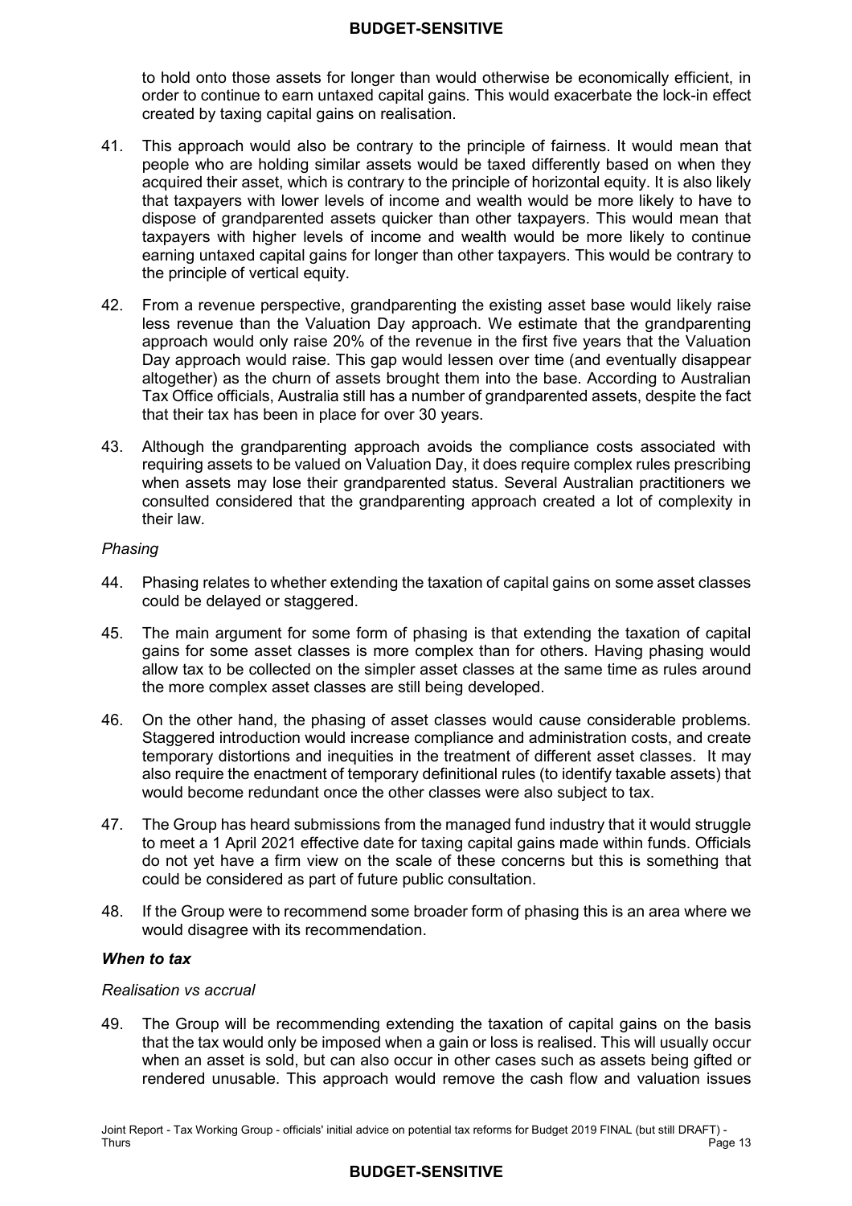to hold onto those assets for longer than would otherwise be economically efficient, in order to continue to earn untaxed capital gains. This would exacerbate the lock-in effect created by taxing capital gains on realisation.

41. This approach would also be contrary to the principle of fairness. It would mean that people who are holding similar assets would be taxed differently based on when they acquired their asset, which is contrary to the principle of horizontal equity. It is also likely that taxpayers with lower levels of income and wealth would be more likely to have to dispose of grandparented assets quicker than other taxpayers. This would mean that taxpayers with higher levels of income and wealth would be more likely to continue earning untaxed capital gains for longer than other taxpayers. This would be contrary to the principle of vertical equity.

42. From a revenue perspective, grandparenting the existing asset base would likely raise less revenue than the Valuation Day approach. We estimate that the grandparenting approach would only raise 20% of the revenue in the first five years that the Valuation Day approach would raise. This gap would lessen over time (and eventually disappear altogether) as the churn of assets brought them into the base. According to Australian Tax Office officials, Australia still has a number of grandparented assets, despite the fact that their tax has been in place for over 30 years.

43. Although the grandparenting approach avoids the compliance costs associated with requiring assets to be valued on Valuation Day, it does require complex rules prescribing when assets may lose their grandparented status. Several Australian practitioners we consulted considered that the grandparenting approach created a lot of complexity in their law.

*Phasing*

44. Phasing relates to whether extending the taxation of capital gains on some asset classes could be delayed or staggered.

45. The main argument for some form of phasing is that extending the taxation of capital gains for some asset classes is more complex than for others. Having phasing would allow tax to be collected on the simpler asset classes at the same time as rules around the more complex asset classes are still being developed.

46. On the other hand, the phasing of asset classes would cause considerable problems. Staggered introduction would increase compliance and administration costs, and create temporary distortions and inequities in the treatment of different asset classes. It may also require the enactment of temporary definitional rules (to identify taxable assets) that would become redundant once the other classes were also subject to tax.

47. The Group has heard submissions from the managed fund industry that it would struggle to meet a 1 April 2021 effective date for taxing capital gains made within funds. Officials do not yet have a firm view on the scale of these concerns but this is something that could be considered as part of future public consultation.

48. If the Group were to recommend some broader form of phasing this is an area where we would disagree with its recommendation.

***When to tax***

*Realisation vs accrual*

49. The Group will be recommending extending the taxation of capital gains on the basis that the tax would only be imposed when a gain or loss is realised. This will usually occur when an asset is sold, but can also occur in other cases such as assets being gifted or rendered unusable. This approach would remove the cash flow and valuation issues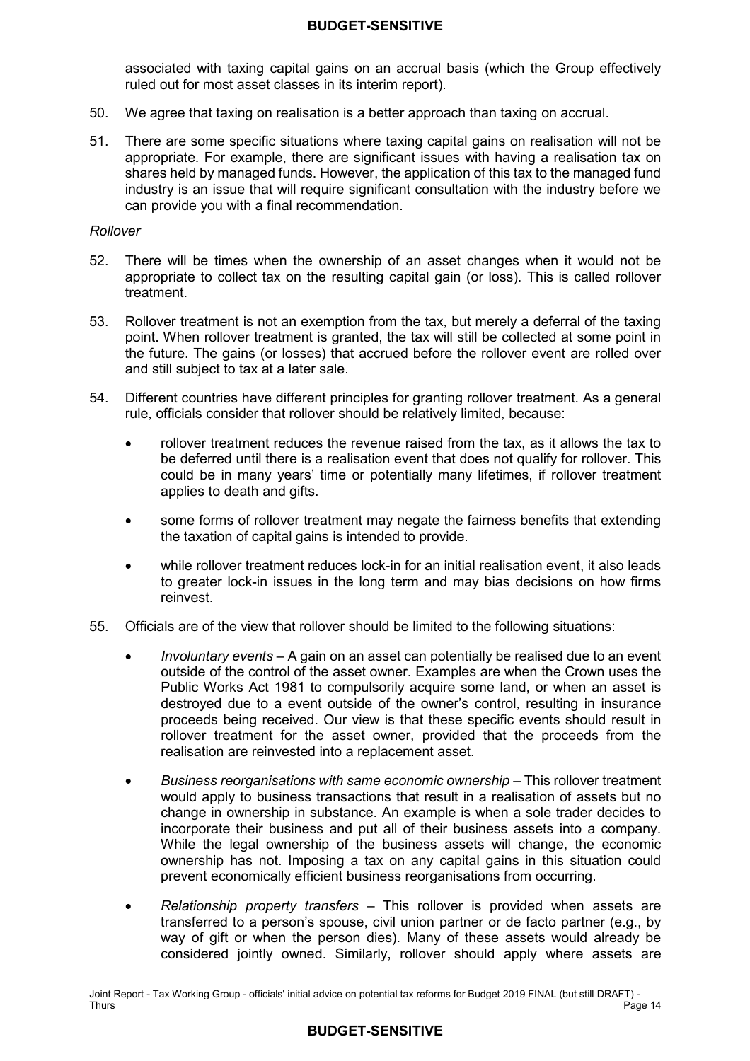associated with taxing capital gains on an accrual basis (which the Group effectively ruled out for most asset classes in its interim report).

50. We agree that taxing on realisation is a better approach than taxing on accrual.

51. There are some specific situations where taxing capital gains on realisation will not be appropriate. For example, there are significant issues with having a realisation tax on shares held by managed funds. However, the application of this tax to the managed fund industry is an issue that will require significant consultation with the industry before we can provide you with a final recommendation.

*Rollover*

52. There will be times when the ownership of an asset changes when it would not be appropriate to collect tax on the resulting capital gain (or loss). This is called rollover treatment.

53. Rollover treatment is not an exemption from the tax, but merely a deferral of the taxing point. When rollover treatment is granted, the tax will still be collected at some point in the future. The gains (or losses) that accrued before the rollover event are rolled over and still subject to tax at a later sale.

54. Different countries have different principles for granting rollover treatment. As a general rule, officials consider that rollover should be relatively limited, because:

    - rollover treatment reduces the revenue raised from the tax, as it allows the tax to be deferred until there is a realisation event that does not qualify for rollover. This could be in many years' time or potentially many lifetimes, if rollover treatment applies to death and gifts.
    - some forms of rollover treatment may negate the fairness benefits that extending the taxation of capital gains is intended to provide.
    - while rollover treatment reduces lock-in for an initial realisation event, it also leads to greater lock-in issues in the long term and may bias decisions on how firms reinvest.

55. Officials are of the view that rollover should be limited to the following situations:

    - *Involuntary events* – A gain on an asset can potentially be realised due to an event outside of the control of the asset owner. Examples are when the Crown uses the Public Works Act 1981 to compulsorily acquire some land, or when an asset is destroyed due to a event outside of the owner's control, resulting in insurance proceeds being received. Our view is that these specific events should result in rollover treatment for the asset owner, provided that the proceeds from the realisation are reinvested into a replacement asset.
    - *Business reorganisations with same economic ownership* – This rollover treatment would apply to business transactions that result in a realisation of assets but no change in ownership in substance. An example is when a sole trader decides to incorporate their business and put all of their business assets into a company. While the legal ownership of the business assets will change, the economic ownership has not. Imposing a tax on any capital gains in this situation could prevent economically efficient business reorganisations from occurring.
    - *Relationship property transfers* – This rollover is provided when assets are transferred to a person's spouse, civil union partner or de facto partner (e.g., by way of gift or when the person dies). Many of these assets would already be considered jointly owned. Similarly, rollover should apply where assets are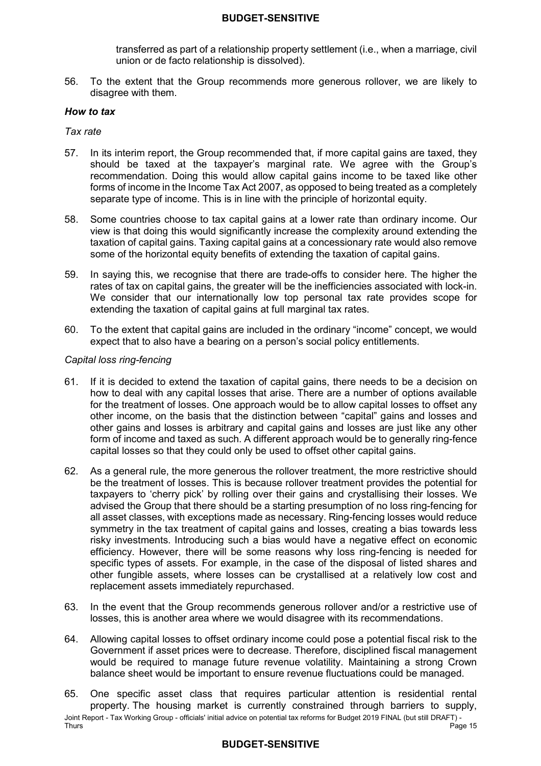transferred as part of a relationship property settlement (i.e., when a marriage, civil union or de facto relationship is dissolved).

56. To the extent that the Group recommends more generous rollover, we are likely to disagree with them.

### *How to tax*

*Tax rate*

57. In its interim report, the Group recommended that, if more capital gains are taxed, they should be taxed at the taxpayer's marginal rate. We agree with the Group's recommendation. Doing this would allow capital gains income to be taxed like other forms of income in the Income Tax Act 2007, as opposed to being treated as a completely separate type of income. This is in line with the principle of horizontal equity.

58. Some countries choose to tax capital gains at a lower rate than ordinary income. Our view is that doing this would significantly increase the complexity around extending the taxation of capital gains. Taxing capital gains at a concessionary rate would also remove some of the horizontal equity benefits of extending the taxation of capital gains.

59. In saying this, we recognise that there are trade-offs to consider here. The higher the rates of tax on capital gains, the greater will be the inefficiencies associated with lock-in. We consider that our internationally low top personal tax rate provides scope for extending the taxation of capital gains at full marginal tax rates.

60. To the extent that capital gains are included in the ordinary "income" concept, we would expect that to also have a bearing on a person's social policy entitlements.

*Capital loss ring-fencing*

61. If it is decided to extend the taxation of capital gains, there needs to be a decision on how to deal with any capital losses that arise. There are a number of options available for the treatment of losses. One approach would be to allow capital losses to offset any other income, on the basis that the distinction between "capital" gains and losses and other gains and losses is arbitrary and capital gains and losses are just like any other form of income and taxed as such. A different approach would be to generally ring-fence capital losses so that they could only be used to offset other capital gains.

62. As a general rule, the more generous the rollover treatment, the more restrictive should be the treatment of losses. This is because rollover treatment provides the potential for taxpayers to 'cherry pick' by rolling over their gains and crystallising their losses. We advised the Group that there should be a starting presumption of no loss ring-fencing for all asset classes, with exceptions made as necessary. Ring-fencing losses would reduce symmetry in the tax treatment of capital gains and losses, creating a bias towards less risky investments. Introducing such a bias would have a negative effect on economic efficiency. However, there will be some reasons why loss ring-fencing is needed for specific types of assets. For example, in the case of the disposal of listed shares and other fungible assets, where losses can be crystallised at a relatively low cost and replacement assets immediately repurchased.

63. In the event that the Group recommends generous rollover and/or a restrictive use of losses, this is another area where we would disagree with its recommendations.

64. Allowing capital losses to offset ordinary income could pose a potential fiscal risk to the Government if asset prices were to decrease. Therefore, disciplined fiscal management would be required to manage future revenue volatility. Maintaining a strong Crown balance sheet would be important to ensure revenue fluctuations could be managed.

65. One specific asset class that requires particular attention is residential rental property. The housing market is currently constrained through barriers to supply,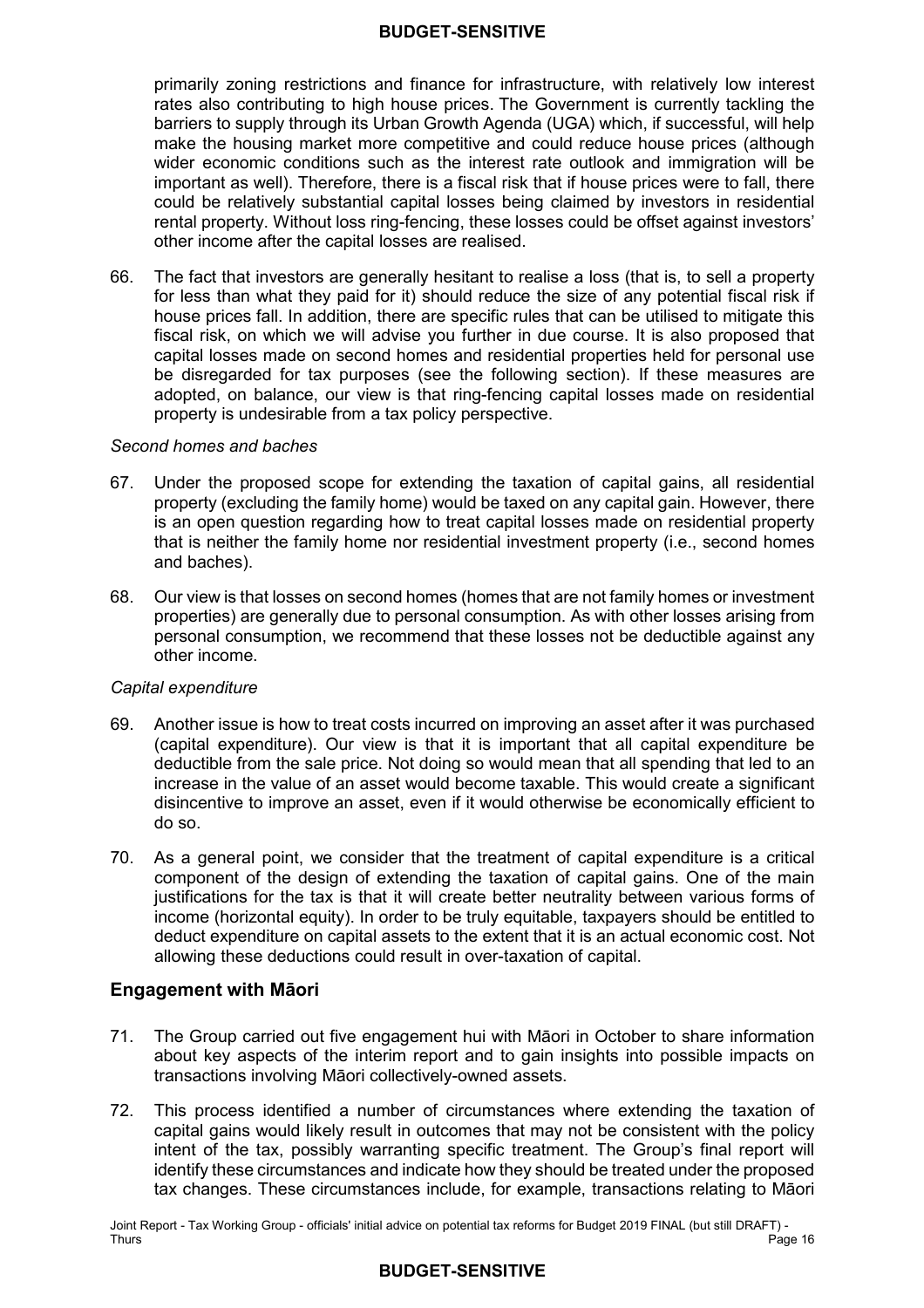primarily zoning restrictions and finance for infrastructure, with relatively low interest rates also contributing to high house prices. The Government is currently tackling the barriers to supply through its Urban Growth Agenda (UGA) which, if successful, will help make the housing market more competitive and could reduce house prices (although wider economic conditions such as the interest rate outlook and immigration will be important as well). Therefore, there is a fiscal risk that if house prices were to fall, there could be relatively substantial capital losses being claimed by investors in residential rental property. Without loss ring-fencing, these losses could be offset against investors' other income after the capital losses are realised.

66. The fact that investors are generally hesitant to realise a loss (that is, to sell a property for less than what they paid for it) should reduce the size of any potential fiscal risk if house prices fall. In addition, there are specific rules that can be utilised to mitigate this fiscal risk, on which we will advise you further in due course. It is also proposed that capital losses made on second homes and residential properties held for personal use be disregarded for tax purposes (see the following section). If these measures are adopted, on balance, our view is that ring-fencing capital losses made on residential property is undesirable from a tax policy perspective.

*Second homes and baches*

67. Under the proposed scope for extending the taxation of capital gains, all residential property (excluding the family home) would be taxed on any capital gain. However, there is an open question regarding how to treat capital losses made on residential property that is neither the family home nor residential investment property (i.e., second homes and baches).

68. Our view is that losses on second homes (homes that are not family homes or investment properties) are generally due to personal consumption. As with other losses arising from personal consumption, we recommend that these losses not be deductible against any other income.

*Capital expenditure*

69. Another issue is how to treat costs incurred on improving an asset after it was purchased (capital expenditure). Our view is that it is important that all capital expenditure be deductible from the sale price. Not doing so would mean that all spending that led to an increase in the value of an asset would become taxable. This would create a significant disincentive to improve an asset, even if it would otherwise be economically efficient to do so.

70. As a general point, we consider that the treatment of capital expenditure is a critical component of the design of extending the taxation of capital gains. One of the main justifications for the tax is that it will create better neutrality between various forms of income (horizontal equity). In order to be truly equitable, taxpayers should be entitled to deduct expenditure on capital assets to the extent that it is an actual economic cost. Not allowing these deductions could result in over-taxation of capital.

## Engagement with Māori

71. The Group carried out five engagement hui with Māori in October to share information about key aspects of the interim report and to gain insights into possible impacts on transactions involving Māori collectively-owned assets.

72. This process identified a number of circumstances where extending the taxation of capital gains would likely result in outcomes that may not be consistent with the policy intent of the tax, possibly warranting specific treatment. The Group's final report will identify these circumstances and indicate how they should be treated under the proposed tax changes. These circumstances include, for example, transactions relating to Māori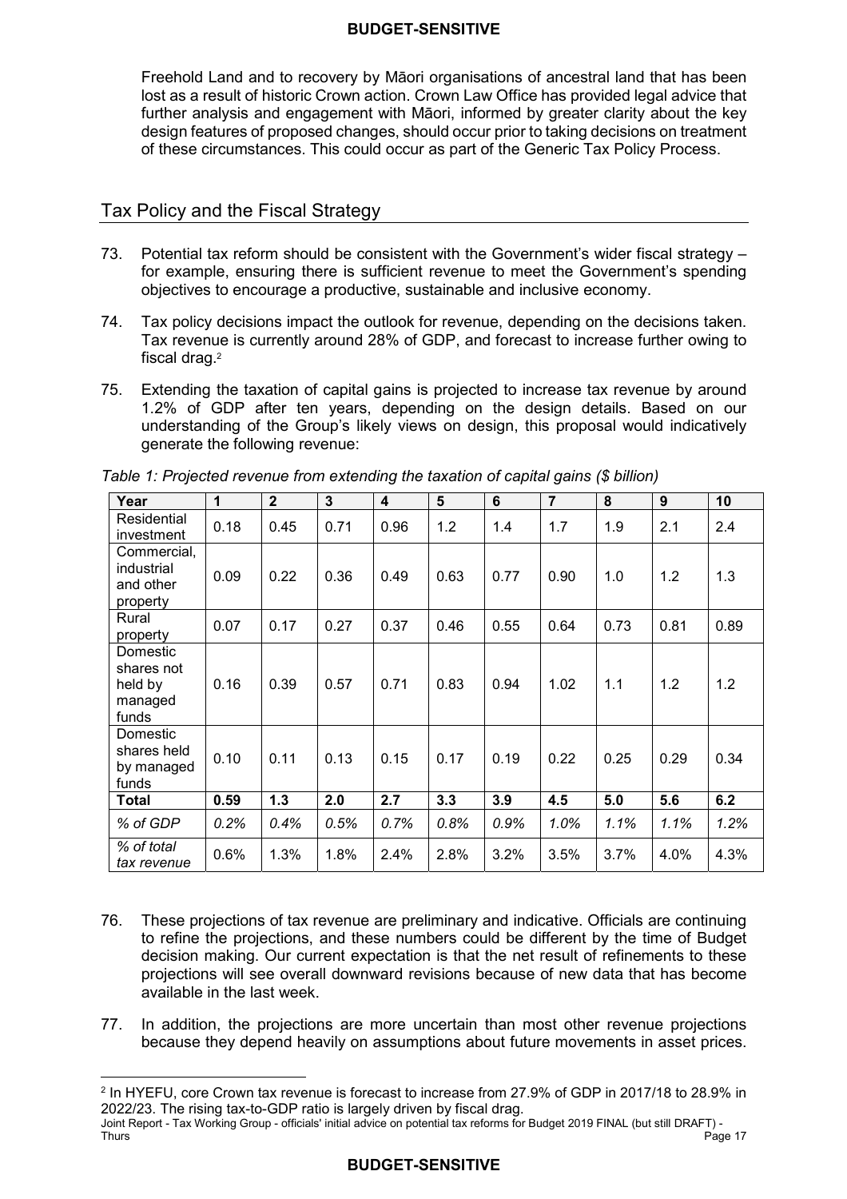Freehold Land and to recovery by Māori organisations of ancestral land that has been lost as a result of historic Crown action. Crown Law Office has provided legal advice that further analysis and engagement with Māori, informed by greater clarity about the key design features of proposed changes, should occur prior to taking decisions on treatment of these circumstances. This could occur as part of the Generic Tax Policy Process.

## Tax Policy and the Fiscal Strategy

73. Potential tax reform should be consistent with the Government's wider fiscal strategy – for example, ensuring there is sufficient revenue to meet the Government's spending objectives to encourage a productive, sustainable and inclusive economy.

74. Tax policy decisions impact the outlook for revenue, depending on the decisions taken. Tax revenue is currently around 28% of GDP, and forecast to increase further owing to fiscal drag.[2]

75. Extending the taxation of capital gains is projected to increase tax revenue by around 1.2% of GDP after ten years, depending on the design details. Based on our understanding of the Group's likely views on design, this proposal would indicatively generate the following revenue:

*Table 1: Projected revenue from extending the taxation of capital gains ($ billion)*

| Year | 1 | 2 | 3 | 4 | 5 | 6 | 7 | 8 | 9 | 10 |
|---|---|---|---|---|---|---|---|---|---|---|
| Residential investment | 0.18 | 0.45 | 0.71 | 0.96 | 1.2 | 1.4 | 1.7 | 1.9 | 2.1 | 2.4 |
| Commercial, industrial and other property | 0.09 | 0.22 | 0.36 | 0.49 | 0.63 | 0.77 | 0.90 | 1.0 | 1.2 | 1.3 |
| Rural property | 0.07 | 0.17 | 0.27 | 0.37 | 0.46 | 0.55 | 0.64 | 0.73 | 0.81 | 0.89 |
| Domestic shares not held by managed funds | 0.16 | 0.39 | 0.57 | 0.71 | 0.83 | 0.94 | 1.02 | 1.1 | 1.2 | 1.2 |
| Domestic shares held by managed funds | 0.10 | 0.11 | 0.13 | 0.15 | 0.17 | 0.19 | 0.22 | 0.25 | 0.29 | 0.34 |
| **Total** | **0.59** | **1.3** | **2.0** | **2.7** | **3.3** | **3.9** | **4.5** | **5.0** | **5.6** | **6.2** |
| *% of GDP* | *0.2%* | *0.4%* | *0.5%* | *0.7%* | *0.8%* | *0.9%* | *1.0%* | *1.1%* | *1.1%* | *1.2%* |
| *% of total tax revenue* | 0.6% | 1.3% | 1.8% | 2.4% | 2.8% | 3.2% | 3.5% | 3.7% | 4.0% | 4.3% |

76. These projections of tax revenue are preliminary and indicative. Officials are continuing to refine the projections, and these numbers could be different by the time of Budget decision making. Our current expectation is that the net result of refinements to these projections will see overall downward revisions because of new data that has become available in the last week.

77. In addition, the projections are more uncertain than most other revenue projections because they depend heavily on assumptions about future movements in asset prices.

[2] In HYEFU, core Crown tax revenue is forecast to increase from 27.9% of GDP in 2017/18 to 28.9% in 2022/23. The rising tax-to-GDP ratio is largely driven by fiscal drag.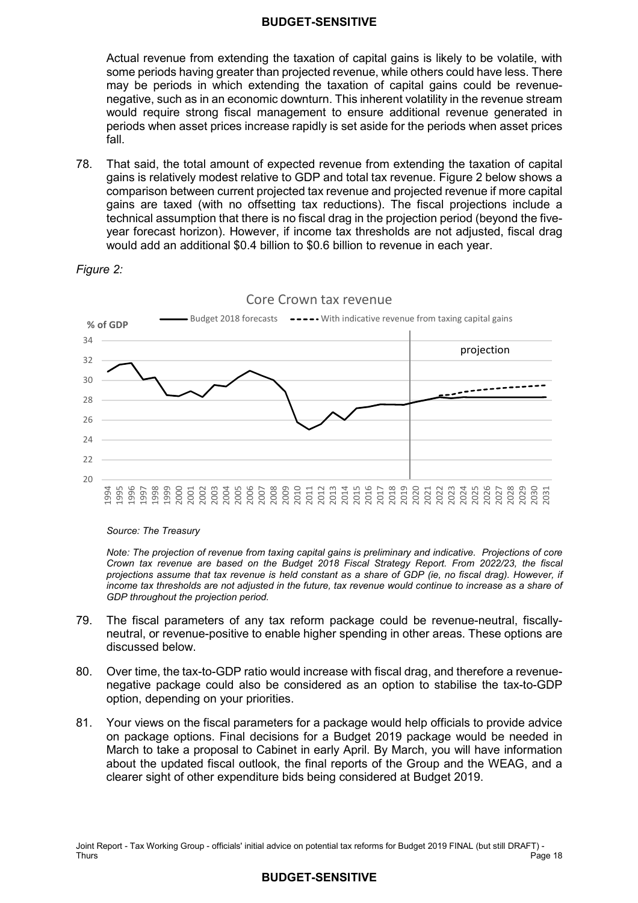Actual revenue from extending the taxation of capital gains is likely to be volatile, with some periods having greater than projected revenue, while others could have less. There may be periods in which extending the taxation of capital gains could be revenue-negative, such as in an economic downturn. This inherent volatility in the revenue stream would require strong fiscal management to ensure additional revenue generated in periods when asset prices increase rapidly is set aside for the periods when asset prices fall.

78. That said, the total amount of expected revenue from extending the taxation of capital gains is relatively modest relative to GDP and total tax revenue. Figure 2 below shows a comparison between current projected tax revenue and projected revenue if more capital gains are taxed (with no offsetting tax reductions). The fiscal projections include a technical assumption that there is no fiscal drag in the projection period (beyond the five-year forecast horizon). However, if income tax thresholds are not adjusted, fiscal drag would add an additional \$0.4 billion to \$0.6 billion to revenue in each year.

*Figure 2:*

Core Crown tax revenue

% of GDP — Budget 2018 forecasts; With indicative revenue from taxing capital gains; projection

*Source: The Treasury*

*Note: The projection of revenue from taxing capital gains is preliminary and indicative. Projections of core Crown tax revenue are based on the Budget 2018 Fiscal Strategy Report. From 2022/23, the fiscal projections assume that tax revenue is held constant as a share of GDP (ie, no fiscal drag). However, if income tax thresholds are not adjusted in the future, tax revenue would continue to increase as a share of GDP throughout the projection period.*

79. The fiscal parameters of any tax reform package could be revenue-neutral, fiscally-neutral, or revenue-positive to enable higher spending in other areas. These options are discussed below.

80. Over time, the tax-to-GDP ratio would increase with fiscal drag, and therefore a revenue-negative package could also be considered as an option to stabilise the tax-to-GDP option, depending on your priorities.

81. Your views on the fiscal parameters for a package would help officials to provide advice on package options. Final decisions for a Budget 2019 package would be needed in March to take a proposal to Cabinet in early April. By March, you will have information about the updated fiscal outlook, the final reports of the Group and the WEAG, and a clearer sight of other expenditure bids being considered at Budget 2019.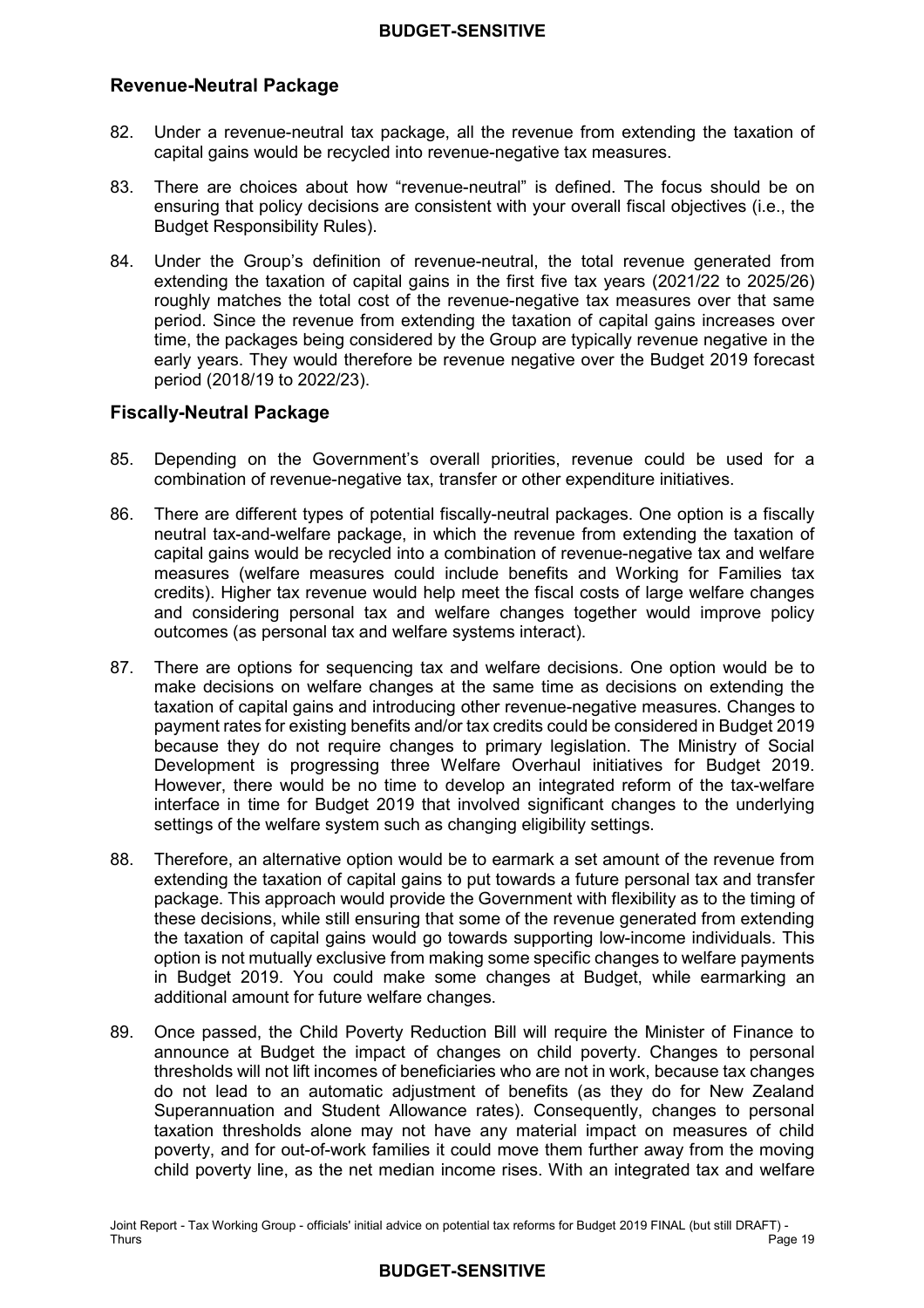## Revenue-Neutral Package

82. Under a revenue-neutral tax package, all the revenue from extending the taxation of capital gains would be recycled into revenue-negative tax measures.

83. There are choices about how “revenue-neutral” is defined. The focus should be on ensuring that policy decisions are consistent with your overall fiscal objectives (i.e., the Budget Responsibility Rules).

84. Under the Group’s definition of revenue-neutral, the total revenue generated from extending the taxation of capital gains in the first five tax years (2021/22 to 2025/26) roughly matches the total cost of the revenue-negative tax measures over that same period. Since the revenue from extending the taxation of capital gains increases over time, the packages being considered by the Group are typically revenue negative in the early years. They would therefore be revenue negative over the Budget 2019 forecast period (2018/19 to 2022/23).

## Fiscally-Neutral Package

85. Depending on the Government’s overall priorities, revenue could be used for a combination of revenue-negative tax, transfer or other expenditure initiatives.

86. There are different types of potential fiscally-neutral packages. One option is a fiscally neutral tax-and-welfare package, in which the revenue from extending the taxation of capital gains would be recycled into a combination of revenue-negative tax and welfare measures (welfare measures could include benefits and Working for Families tax credits). Higher tax revenue would help meet the fiscal costs of large welfare changes and considering personal tax and welfare changes together would improve policy outcomes (as personal tax and welfare systems interact).

87. There are options for sequencing tax and welfare decisions. One option would be to make decisions on welfare changes at the same time as decisions on extending the taxation of capital gains and introducing other revenue-negative measures. Changes to payment rates for existing benefits and/or tax credits could be considered in Budget 2019 because they do not require changes to primary legislation. The Ministry of Social Development is progressing three Welfare Overhaul initiatives for Budget 2019. However, there would be no time to develop an integrated reform of the tax-welfare interface in time for Budget 2019 that involved significant changes to the underlying settings of the welfare system such as changing eligibility settings.

88. Therefore, an alternative option would be to earmark a set amount of the revenue from extending the taxation of capital gains to put towards a future personal tax and transfer package. This approach would provide the Government with flexibility as to the timing of these decisions, while still ensuring that some of the revenue generated from extending the taxation of capital gains would go towards supporting low-income individuals. This option is not mutually exclusive from making some specific changes to welfare payments in Budget 2019. You could make some changes at Budget, while earmarking an additional amount for future welfare changes.

89. Once passed, the Child Poverty Reduction Bill will require the Minister of Finance to announce at Budget the impact of changes on child poverty. Changes to personal thresholds will not lift incomes of beneficiaries who are not in work, because tax changes do not lead to an automatic adjustment of benefits (as they do for New Zealand Superannuation and Student Allowance rates). Consequently, changes to personal taxation thresholds alone may not have any material impact on measures of child poverty, and for out-of-work families it could move them further away from the moving child poverty line, as the net median income rises. With an integrated tax and welfare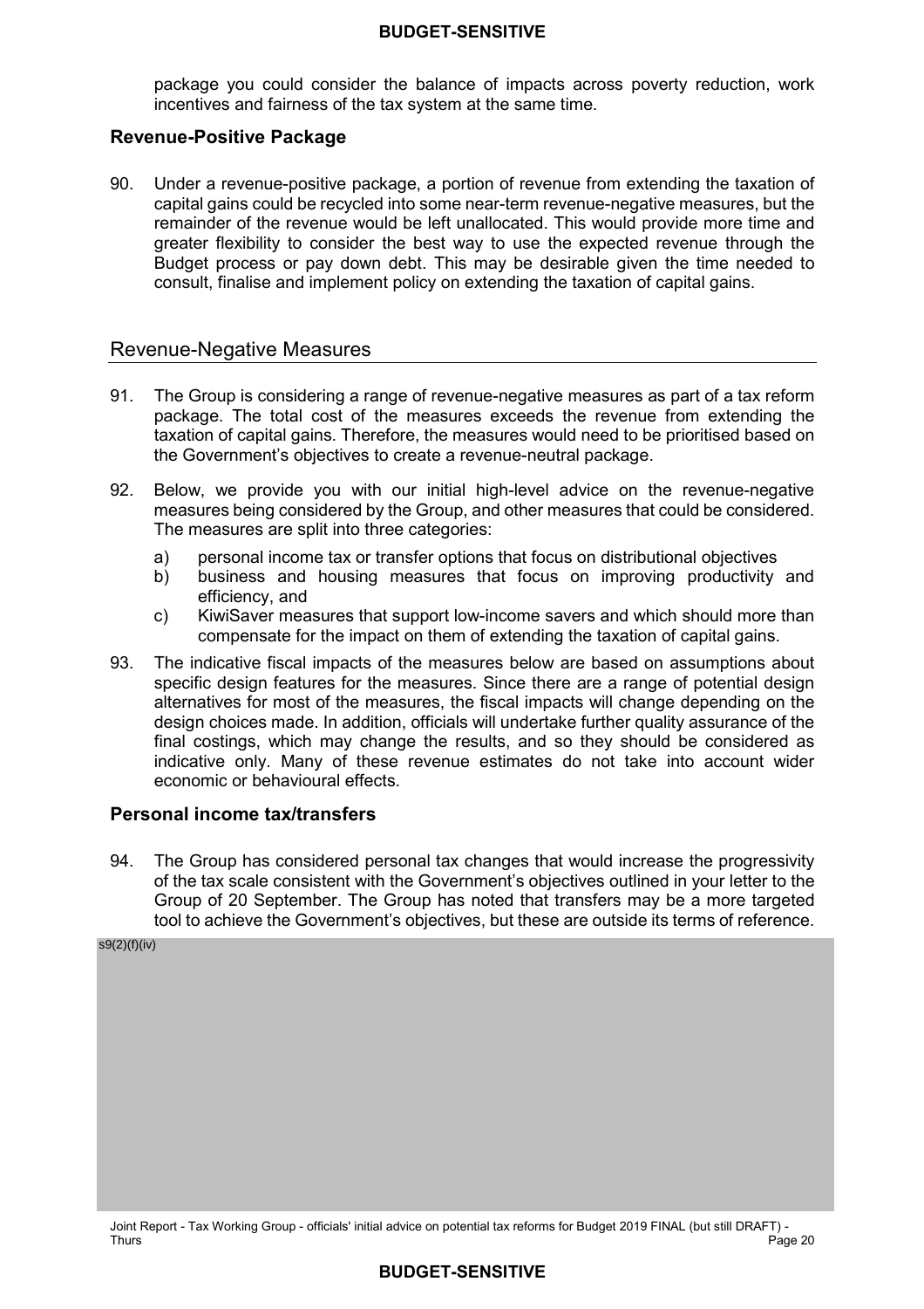package you could consider the balance of impacts across poverty reduction, work incentives and fairness of the tax system at the same time.

### Revenue-Positive Package

90. Under a revenue-positive package, a portion of revenue from extending the taxation of capital gains could be recycled into some near-term revenue-negative measures, but the remainder of the revenue would be left unallocated. This would provide more time and greater flexibility to consider the best way to use the expected revenue through the Budget process or pay down debt. This may be desirable given the time needed to consult, finalise and implement policy on extending the taxation of capital gains.

## Revenue-Negative Measures

91. The Group is considering a range of revenue-negative measures as part of a tax reform package. The total cost of the measures exceeds the revenue from extending the taxation of capital gains. Therefore, the measures would need to be prioritised based on the Government's objectives to create a revenue-neutral package.

92. Below, we provide you with our initial high-level advice on the revenue-negative measures being considered by the Group, and other measures that could be considered. The measures are split into three categories:

    a) personal income tax or transfer options that focus on distributional objectives
    b) business and housing measures that focus on improving productivity and efficiency, and
    c) KiwiSaver measures that support low-income savers and which should more than compensate for the impact on them of extending the taxation of capital gains.

93. The indicative fiscal impacts of the measures below are based on assumptions about specific design features for the measures. Since there are a range of potential design alternatives for most of the measures, the fiscal impacts will change depending on the design choices made. In addition, officials will undertake further quality assurance of the final costings, which may change the results, and so they should be considered as indicative only. Many of these revenue estimates do not take into account wider economic or behavioural effects.

### Personal income tax/transfers

94. The Group has considered personal tax changes that would increase the progressivity of the tax scale consistent with the Government's objectives outlined in your letter to the Group of 20 September. The Group has noted that transfers may be a more targeted tool to achieve the Government's objectives, but these are outside its terms of reference.

s9(2)(f)(iv)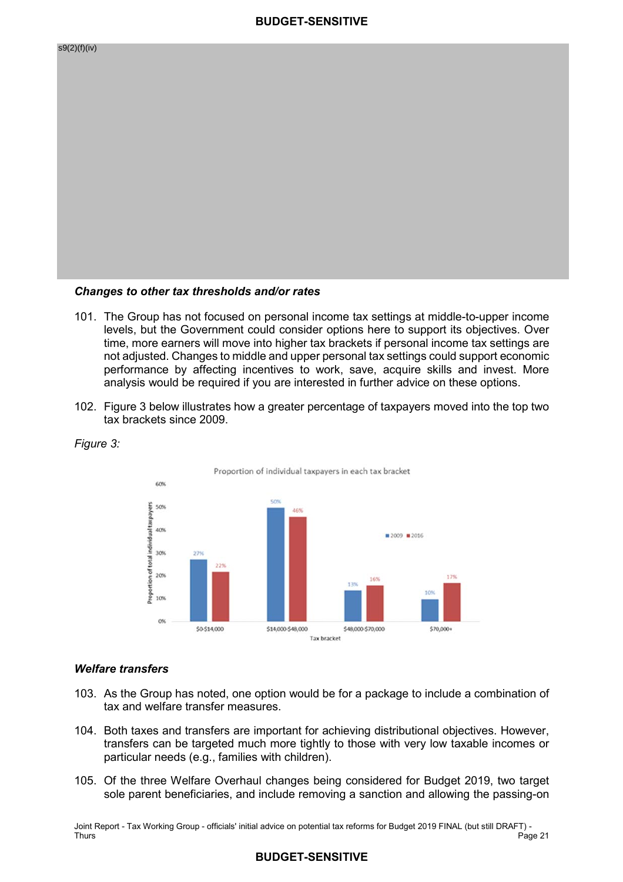s9(2)(f)(iv)

### *Changes to other tax thresholds and/or rates*

101. The Group has not focused on personal income tax settings at middle-to-upper income levels, but the Government could consider options here to support its objectives. Over time, more earners will move into higher tax brackets if personal income tax settings are not adjusted. Changes to middle and upper personal tax settings could support economic performance by affecting incentives to work, save, acquire skills and invest. More analysis would be required if you are interested in further advice on these options.

102. Figure 3 below illustrates how a greater percentage of taxpayers moved into the top two tax brackets since 2009.

*Figure 3:*

Proportion of individual taxpayers in each tax bracket

| Tax bracket | 2009 | 2016 |
|---|---|---|
| $0-$14,000 | 27% | 22% |
| $14,000-$48,000 | 50% | 46% |
| $48,000-$70,000 | 13% | 16% |
| $70,000+ | 10% | 17% |

### *Welfare transfers*

103. As the Group has noted, one option would be for a package to include a combination of tax and welfare transfer measures.

104. Both taxes and transfers are important for achieving distributional objectives. However, transfers can be targeted much more tightly to those with very low taxable incomes or particular needs (e.g., families with children).

105. Of the three Welfare Overhaul changes being considered for Budget 2019, two target sole parent beneficiaries, and include removing a sanction and allowing the passing-on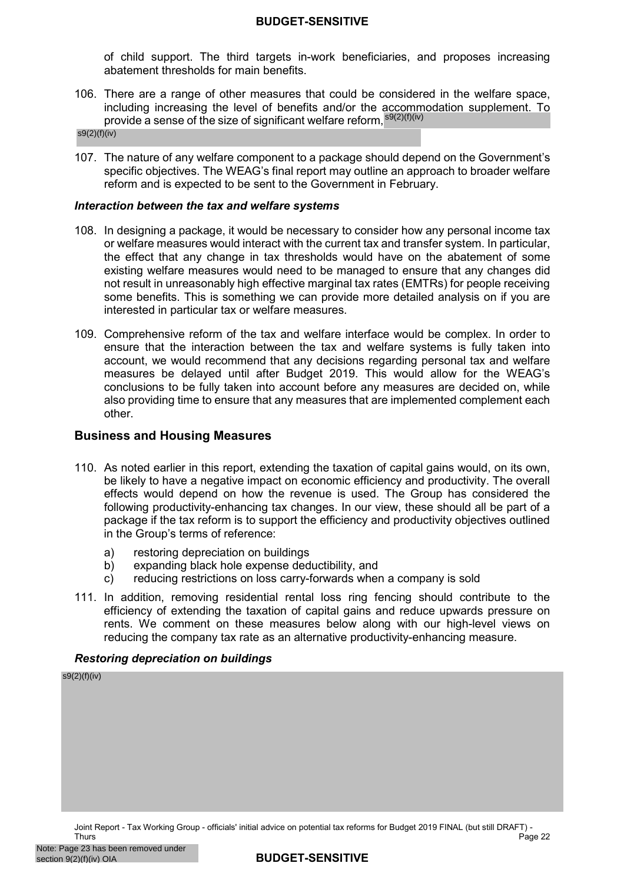of child support. The third targets in-work beneficiaries, and proposes increasing abatement thresholds for main benefits.

106. There are a range of other measures that could be considered in the welfare space, including increasing the level of benefits and/or the accommodation supplement. To provide a sense of the size of significant welfare reform, s9(2)(f)(iv)
s9(2)(f)(iv)

107. The nature of any welfare component to a package should depend on the Government's specific objectives. The WEAG's final report may outline an approach to broader welfare reform and is expected to be sent to the Government in February.

### *Interaction between the tax and welfare systems*

108. In designing a package, it would be necessary to consider how any personal income tax or welfare measures would interact with the current tax and transfer system. In particular, the effect that any change in tax thresholds would have on the abatement of some existing welfare measures would need to be managed to ensure that any changes did not result in unreasonably high effective marginal tax rates (EMTRs) for people receiving some benefits. This is something we can provide more detailed analysis on if you are interested in particular tax or welfare measures.

109. Comprehensive reform of the tax and welfare interface would be complex. In order to ensure that the interaction between the tax and welfare systems is fully taken into account, we would recommend that any decisions regarding personal tax and welfare measures be delayed until after Budget 2019. This would allow for the WEAG's conclusions to be fully taken into account before any measures are decided on, while also providing time to ensure that any measures that are implemented complement each other.

## Business and Housing Measures

110. As noted earlier in this report, extending the taxation of capital gains would, on its own, be likely to have a negative impact on economic efficiency and productivity. The overall effects would depend on how the revenue is used. The Group has considered the following productivity-enhancing tax changes. In our view, these should all be part of a package if the tax reform is to support the efficiency and productivity objectives outlined in the Group's terms of reference:

    a) restoring depreciation on buildings
    b) expanding black hole expense deductibility, and
    c) reducing restrictions on loss carry-forwards when a company is sold

111. In addition, removing residential rental loss ring fencing should contribute to the efficiency of extending the taxation of capital gains and reduce upwards pressure on rents. We comment on these measures below along with our high-level views on reducing the company tax rate as an alternative productivity-enhancing measure.

### *Restoring depreciation on buildings*

s9(2)(f)(iv)

Note: Page 23 has been removed under section 9(2)(f)(iv) OIA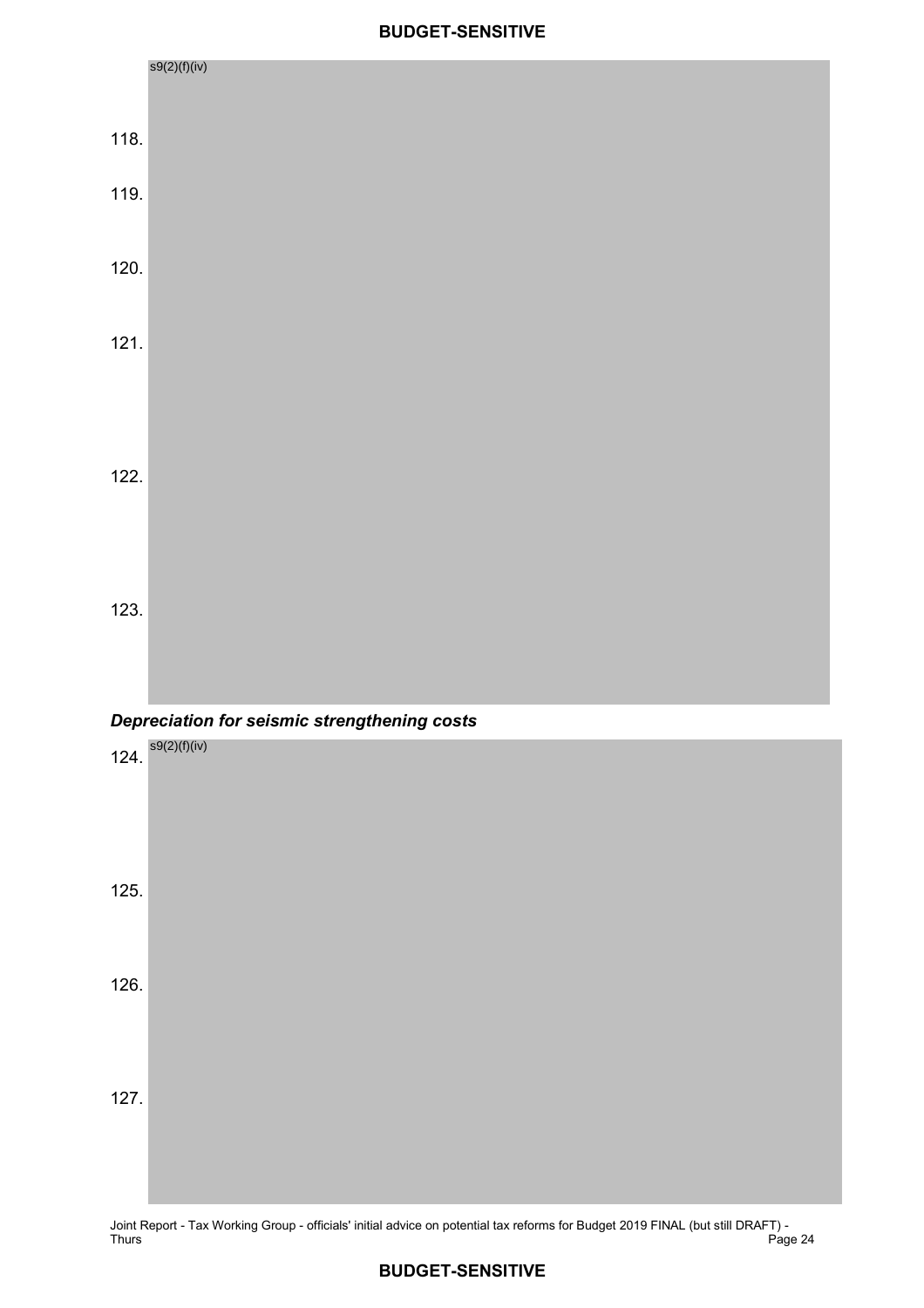s9(2)(f)(iv)

118.

119.

120.

121.

122.

123.

### *Depreciation for seismic strengthening costs*

124. s9(2)(f)(iv)

125.

126.

127.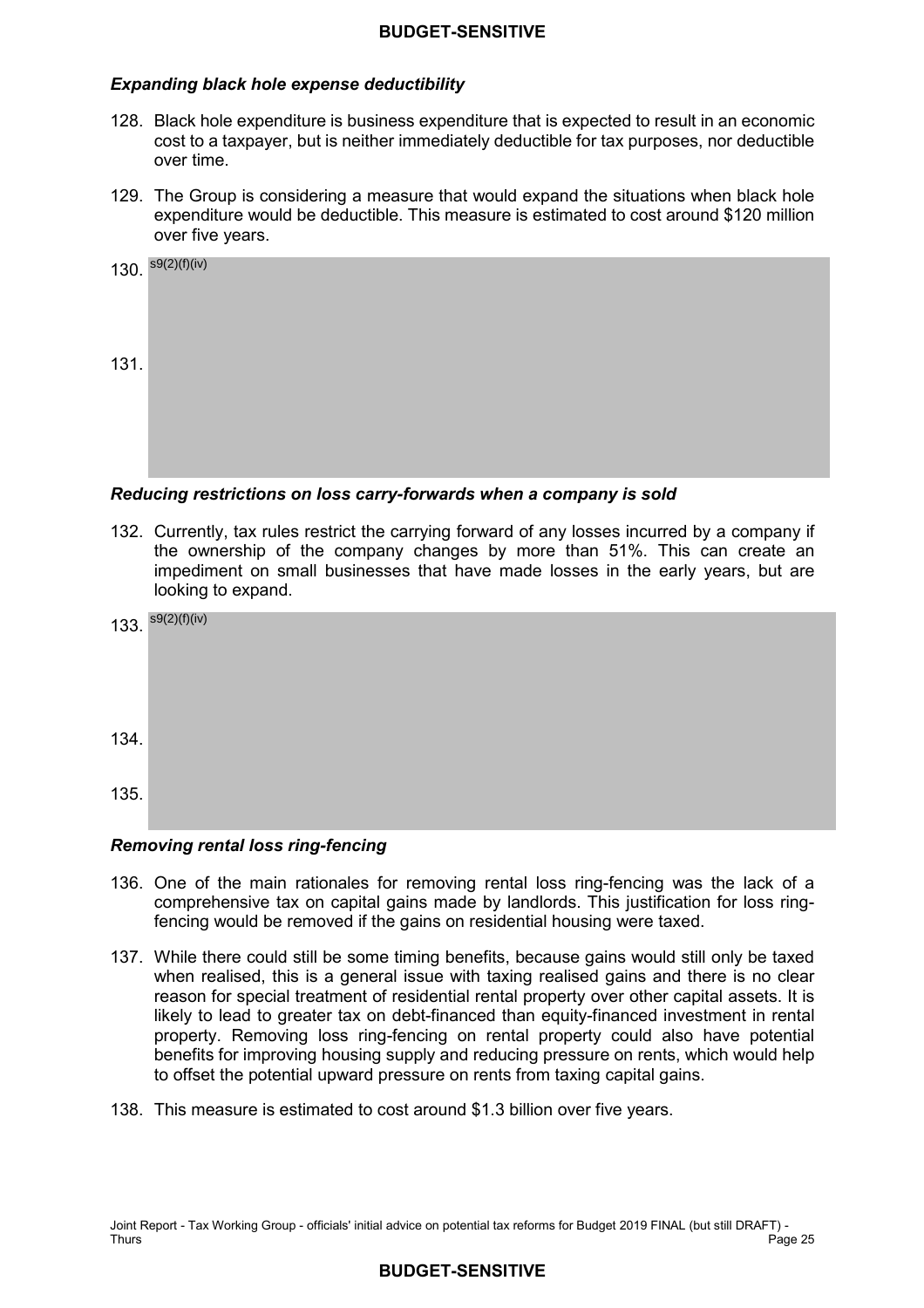### *Expanding black hole expense deductibility*

128. Black hole expenditure is business expenditure that is expected to result in an economic cost to a taxpayer, but is neither immediately deductible for tax purposes, nor deductible over time.

129. The Group is considering a measure that would expand the situations when black hole expenditure would be deductible. This measure is estimated to cost around $120 million over five years.

130. s9(2)(f)(iv)

131.

### *Reducing restrictions on loss carry-forwards when a company is sold*

132. Currently, tax rules restrict the carrying forward of any losses incurred by a company if the ownership of the company changes by more than 51%. This can create an impediment on small businesses that have made losses in the early years, but are looking to expand.

133. s9(2)(f)(iv)

134.

135.

### *Removing rental loss ring-fencing*

136. One of the main rationales for removing rental loss ring-fencing was the lack of a comprehensive tax on capital gains made by landlords. This justification for loss ring-fencing would be removed if the gains on residential housing were taxed.

137. While there could still be some timing benefits, because gains would still only be taxed when realised, this is a general issue with taxing realised gains and there is no clear reason for special treatment of residential rental property over other capital assets. It is likely to lead to greater tax on debt-financed than equity-financed investment in rental property. Removing loss ring-fencing on rental property could also have potential benefits for improving housing supply and reducing pressure on rents, which would help to offset the potential upward pressure on rents from taxing capital gains.

138. This measure is estimated to cost around $1.3 billion over five years.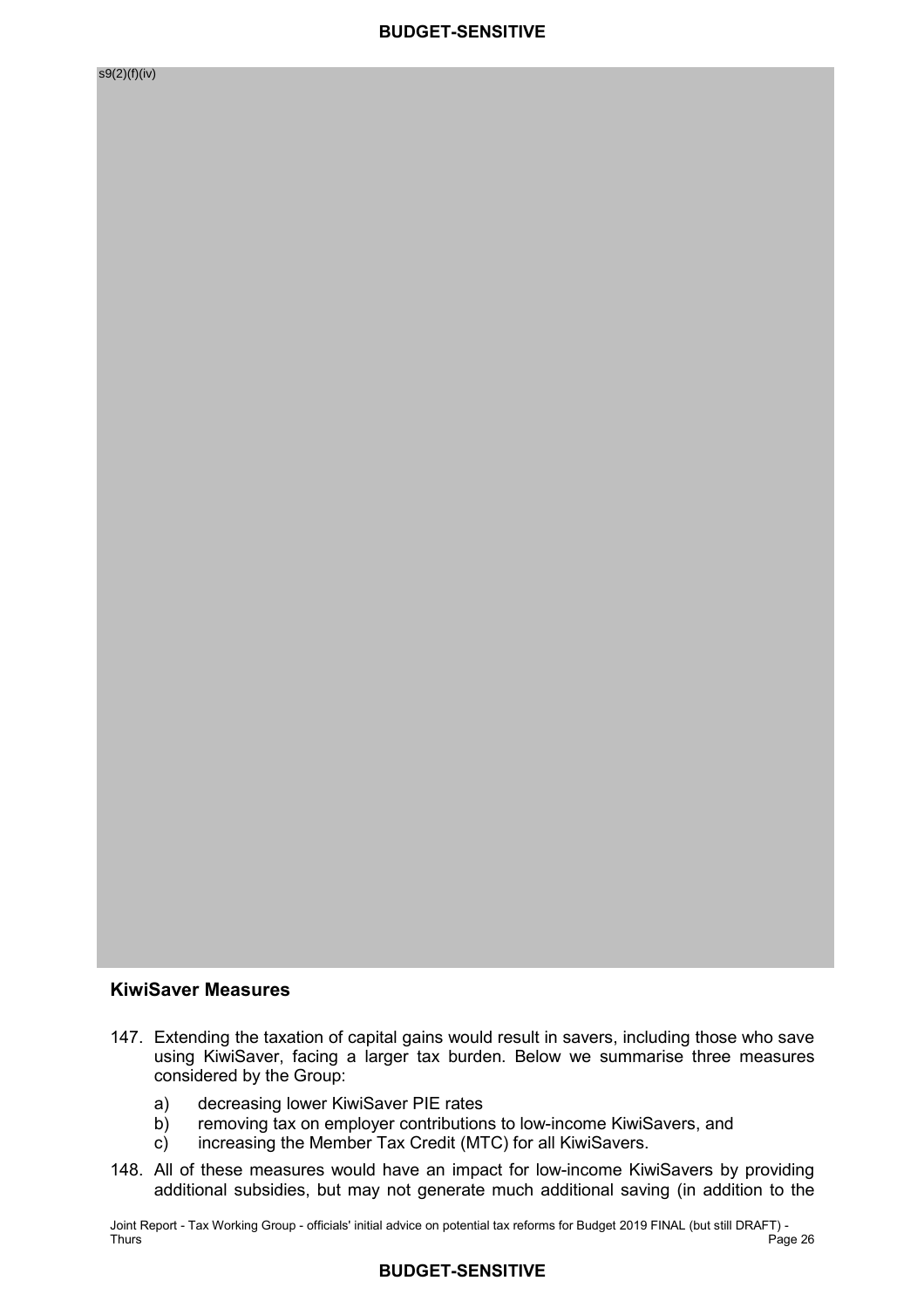s9(2)(f)(iv)

## KiwiSaver Measures

147. Extending the taxation of capital gains would result in savers, including those who save using KiwiSaver, facing a larger tax burden. Below we summarise three measures considered by the Group:

    a) decreasing lower KiwiSaver PIE rates
    b) removing tax on employer contributions to low-income KiwiSavers, and
    c) increasing the Member Tax Credit (MTC) for all KiwiSavers.

148. All of these measures would have an impact for low-income KiwiSavers by providing additional subsidies, but may not generate much additional saving (in addition to the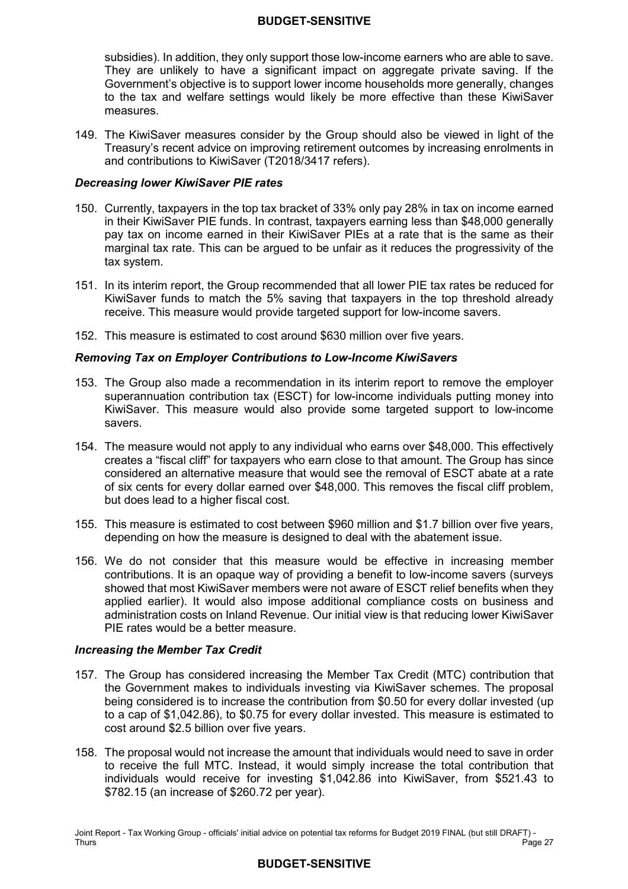subsidies). In addition, they only support those low-income earners who are able to save. They are unlikely to have a significant impact on aggregate private saving. If the Government's objective is to support lower income households more generally, changes to the tax and welfare settings would likely be more effective than these KiwiSaver measures.

149. The KiwiSaver measures consider by the Group should also be viewed in light of the Treasury's recent advice on improving retirement outcomes by increasing enrolments in and contributions to KiwiSaver (T2018/3417 refers).

### *Decreasing lower KiwiSaver PIE rates*

150. Currently, taxpayers in the top tax bracket of 33% only pay 28% in tax on income earned in their KiwiSaver PIE funds. In contrast, taxpayers earning less than $48,000 generally pay tax on income earned in their KiwiSaver PIEs at a rate that is the same as their marginal tax rate. This can be argued to be unfair as it reduces the progressivity of the tax system.

151. In its interim report, the Group recommended that all lower PIE tax rates be reduced for KiwiSaver funds to match the 5% saving that taxpayers in the top threshold already receive. This measure would provide targeted support for low-income savers.

152. This measure is estimated to cost around $630 million over five years.

### *Removing Tax on Employer Contributions to Low-Income KiwiSavers*

153. The Group also made a recommendation in its interim report to remove the employer superannuation contribution tax (ESCT) for low-income individuals putting money into KiwiSaver. This measure would also provide some targeted support to low-income savers.

154. The measure would not apply to any individual who earns over $48,000. This effectively creates a "fiscal cliff" for taxpayers who earn close to that amount. The Group has since considered an alternative measure that would see the removal of ESCT abate at a rate of six cents for every dollar earned over $48,000. This removes the fiscal cliff problem, but does lead to a higher fiscal cost.

155. This measure is estimated to cost between $960 million and $1.7 billion over five years, depending on how the measure is designed to deal with the abatement issue.

156. We do not consider that this measure would be effective in increasing member contributions. It is an opaque way of providing a benefit to low-income savers (surveys showed that most KiwiSaver members were not aware of ESCT relief benefits when they applied earlier). It would also impose additional compliance costs on business and administration costs on Inland Revenue. Our initial view is that reducing lower KiwiSaver PIE rates would be a better measure.

### *Increasing the Member Tax Credit*

157. The Group has considered increasing the Member Tax Credit (MTC) contribution that the Government makes to individuals investing via KiwiSaver schemes. The proposal being considered is to increase the contribution from $0.50 for every dollar invested (up to a cap of $1,042.86), to $0.75 for every dollar invested. This measure is estimated to cost around $2.5 billion over five years.

158. The proposal would not increase the amount that individuals would need to save in order to receive the full MTC. Instead, it would simply increase the total contribution that individuals would receive for investing $1,042.86 into KiwiSaver, from $521.43 to $782.15 (an increase of $260.72 per year).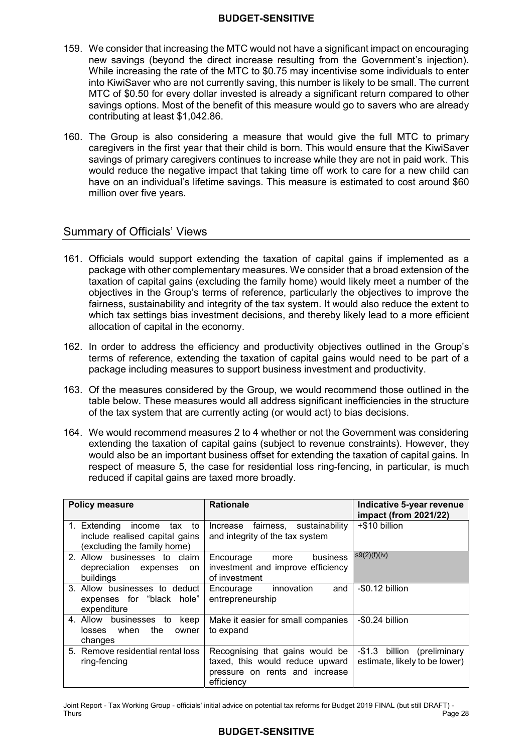159. We consider that increasing the MTC would not have a significant impact on encouraging new savings (beyond the direct increase resulting from the Government's injection). While increasing the rate of the MTC to $0.75 may incentivise some individuals to enter into KiwiSaver who are not currently saving, this number is likely to be small. The current MTC of $0.50 for every dollar invested is already a significant return compared to other savings options. Most of the benefit of this measure would go to savers who are already contributing at least $1,042.86.

160. The Group is also considering a measure that would give the full MTC to primary caregivers in the first year that their child is born. This would ensure that the KiwiSaver savings of primary caregivers continues to increase while they are not in paid work. This would reduce the negative impact that taking time off work to care for a new child can have on an individual's lifetime savings. This measure is estimated to cost around $60 million over five years.

## Summary of Officials' Views

161. Officials would support extending the taxation of capital gains if implemented as a package with other complementary measures. We consider that a broad extension of the taxation of capital gains (excluding the family home) would likely meet a number of the objectives in the Group's terms of reference, particularly the objectives to improve the fairness, sustainability and integrity of the tax system. It would also reduce the extent to which tax settings bias investment decisions, and thereby likely lead to a more efficient allocation of capital in the economy.

162. In order to address the efficiency and productivity objectives outlined in the Group's terms of reference, extending the taxation of capital gains would need to be part of a package including measures to support business investment and productivity.

163. Of the measures considered by the Group, we would recommend those outlined in the table below. These measures would all address significant inefficiencies in the structure of the tax system that are currently acting (or would act) to bias decisions.

164. We would recommend measures 2 to 4 whether or not the Government was considering extending the taxation of capital gains (subject to revenue constraints). However, they would also be an important business offset for extending the taxation of capital gains. In respect of measure 5, the case for residential loss ring-fencing, in particular, is much reduced if capital gains are taxed more broadly.

| Policy measure | Rationale | Indicative 5-year revenue impact (from 2021/22) |
|---|---|---|
| 1. Extending income tax to include realised capital gains (excluding the family home) | Increase fairness, sustainability and integrity of the tax system | +$10 billion |
| 2. Allow businesses to claim depreciation expenses on buildings | Encourage more business investment and improve efficiency of investment | s9(2)(f)(iv) |
| 3. Allow businesses to deduct expenses for "black hole" expenditure | Encourage innovation and entrepreneurship | -$0.12 billion |
| 4. Allow businesses to keep losses when the owner changes | Make it easier for small companies to expand | -$0.24 billion |
| 5. Remove residential rental loss ring-fencing | Recognising that gains would be taxed, this would reduce upward pressure on rents and increase efficiency | -$1.3 billion (preliminary estimate, likely to be lower) |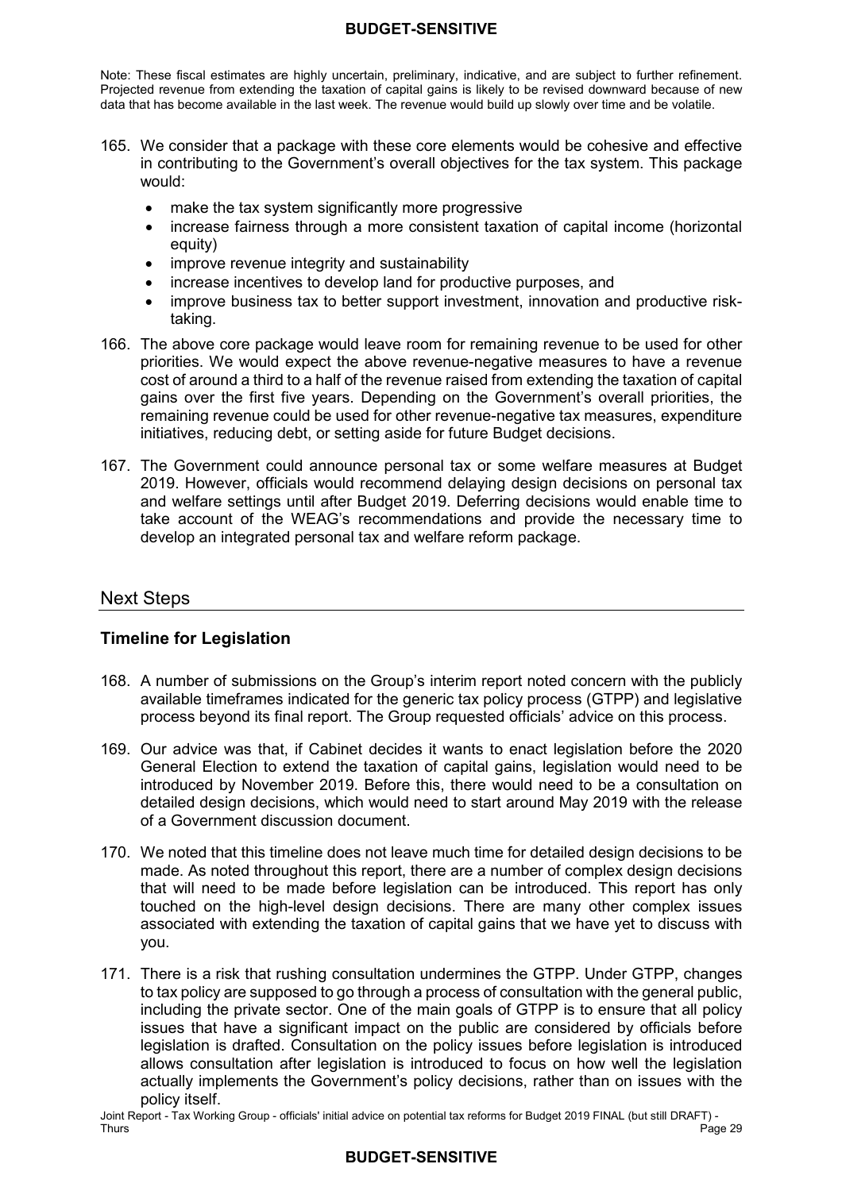Note: These fiscal estimates are highly uncertain, preliminary, indicative, and are subject to further refinement. Projected revenue from extending the taxation of capital gains is likely to be revised downward because of new data that has become available in the last week. The revenue would build up slowly over time and be volatile.

165. We consider that a package with these core elements would be cohesive and effective in contributing to the Government's overall objectives for the tax system. This package would:

    - make the tax system significantly more progressive
    - increase fairness through a more consistent taxation of capital income (horizontal equity)
    - improve revenue integrity and sustainability
    - increase incentives to develop land for productive purposes, and
    - improve business tax to better support investment, innovation and productive risk-taking.

166. The above core package would leave room for remaining revenue to be used for other priorities. We would expect the above revenue-negative measures to have a revenue cost of around a third to a half of the revenue raised from extending the taxation of capital gains over the first five years. Depending on the Government's overall priorities, the remaining revenue could be used for other revenue-negative tax measures, expenditure initiatives, reducing debt, or setting aside for future Budget decisions.

167. The Government could announce personal tax or some welfare measures at Budget 2019. However, officials would recommend delaying design decisions on personal tax and welfare settings until after Budget 2019. Deferring decisions would enable time to take account of the WEAG's recommendations and provide the necessary time to develop an integrated personal tax and welfare reform package.

## Next Steps

### Timeline for Legislation

168. A number of submissions on the Group's interim report noted concern with the publicly available timeframes indicated for the generic tax policy process (GTPP) and legislative process beyond its final report. The Group requested officials' advice on this process.

169. Our advice was that, if Cabinet decides it wants to enact legislation before the 2020 General Election to extend the taxation of capital gains, legislation would need to be introduced by November 2019. Before this, there would need to be a consultation on detailed design decisions, which would need to start around May 2019 with the release of a Government discussion document.

170. We noted that this timeline does not leave much time for detailed design decisions to be made. As noted throughout this report, there are a number of complex design decisions that will need to be made before legislation can be introduced. This report has only touched on the high-level design decisions. There are many other complex issues associated with extending the taxation of capital gains that we have yet to discuss with you.

171. There is a risk that rushing consultation undermines the GTPP. Under GTPP, changes to tax policy are supposed to go through a process of consultation with the general public, including the private sector. One of the main goals of GTPP is to ensure that all policy issues that have a significant impact on the public are considered by officials before legislation is drafted. Consultation on the policy issues before legislation is introduced allows consultation after legislation is introduced to focus on how well the legislation actually implements the Government's policy decisions, rather than on issues with the policy itself.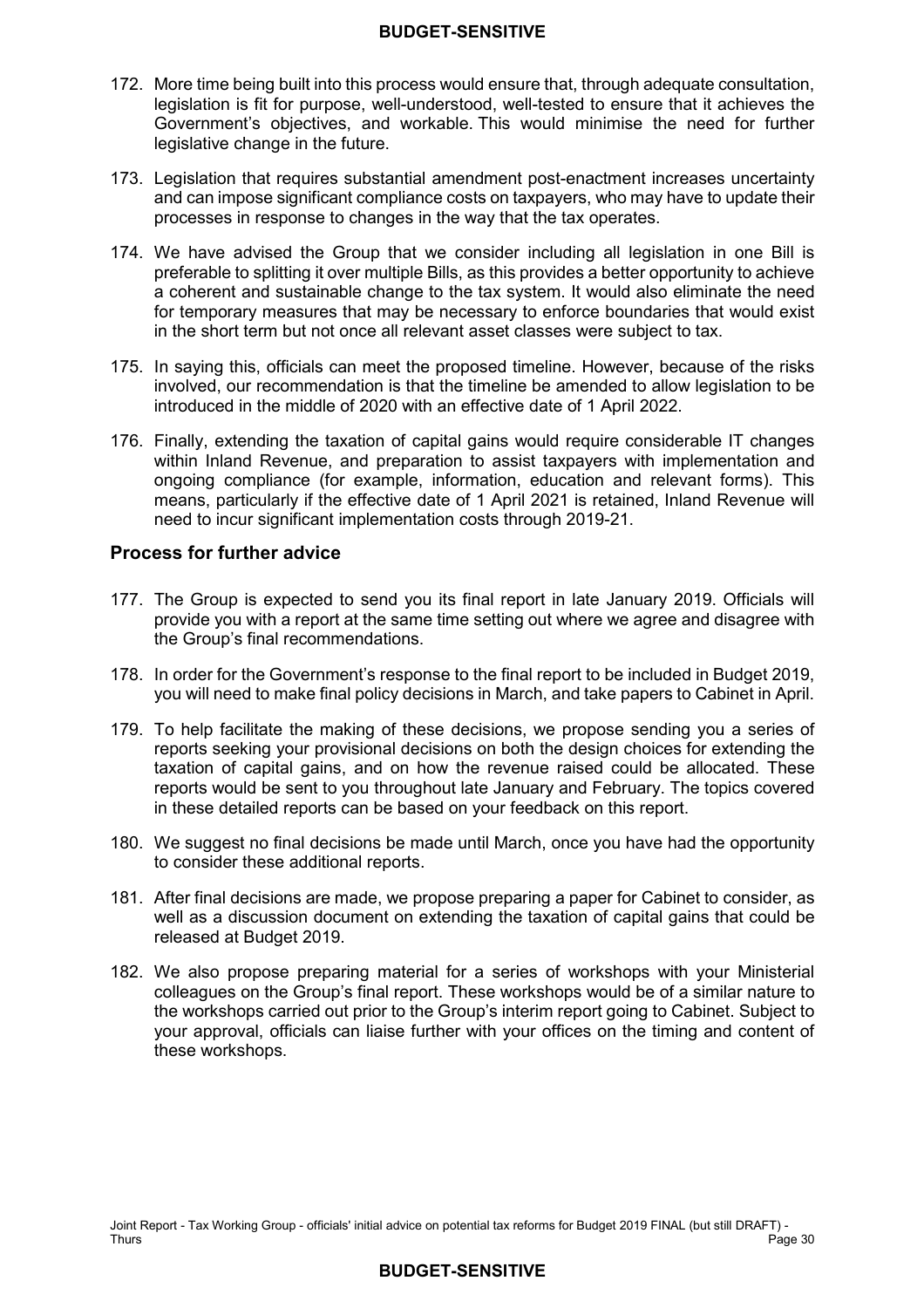172. More time being built into this process would ensure that, through adequate consultation, legislation is fit for purpose, well-understood, well-tested to ensure that it achieves the Government's objectives, and workable. This would minimise the need for further legislative change in the future.

173. Legislation that requires substantial amendment post-enactment increases uncertainty and can impose significant compliance costs on taxpayers, who may have to update their processes in response to changes in the way that the tax operates.

174. We have advised the Group that we consider including all legislation in one Bill is preferable to splitting it over multiple Bills, as this provides a better opportunity to achieve a coherent and sustainable change to the tax system. It would also eliminate the need for temporary measures that may be necessary to enforce boundaries that would exist in the short term but not once all relevant asset classes were subject to tax.

175. In saying this, officials can meet the proposed timeline. However, because of the risks involved, our recommendation is that the timeline be amended to allow legislation to be introduced in the middle of 2020 with an effective date of 1 April 2022.

176. Finally, extending the taxation of capital gains would require considerable IT changes within Inland Revenue, and preparation to assist taxpayers with implementation and ongoing compliance (for example, information, education and relevant forms). This means, particularly if the effective date of 1 April 2021 is retained, Inland Revenue will need to incur significant implementation costs through 2019-21.

## Process for further advice

177. The Group is expected to send you its final report in late January 2019. Officials will provide you with a report at the same time setting out where we agree and disagree with the Group's final recommendations.

178. In order for the Government's response to the final report to be included in Budget 2019, you will need to make final policy decisions in March, and take papers to Cabinet in April.

179. To help facilitate the making of these decisions, we propose sending you a series of reports seeking your provisional decisions on both the design choices for extending the taxation of capital gains, and on how the revenue raised could be allocated. These reports would be sent to you throughout late January and February. The topics covered in these detailed reports can be based on your feedback on this report.

180. We suggest no final decisions be made until March, once you have had the opportunity to consider these additional reports.

181. After final decisions are made, we propose preparing a paper for Cabinet to consider, as well as a discussion document on extending the taxation of capital gains that could be released at Budget 2019.

182. We also propose preparing material for a series of workshops with your Ministerial colleagues on the Group's final report. These workshops would be of a similar nature to the workshops carried out prior to the Group's interim report going to Cabinet. Subject to your approval, officials can liaise further with your offices on the timing and content of these workshops.